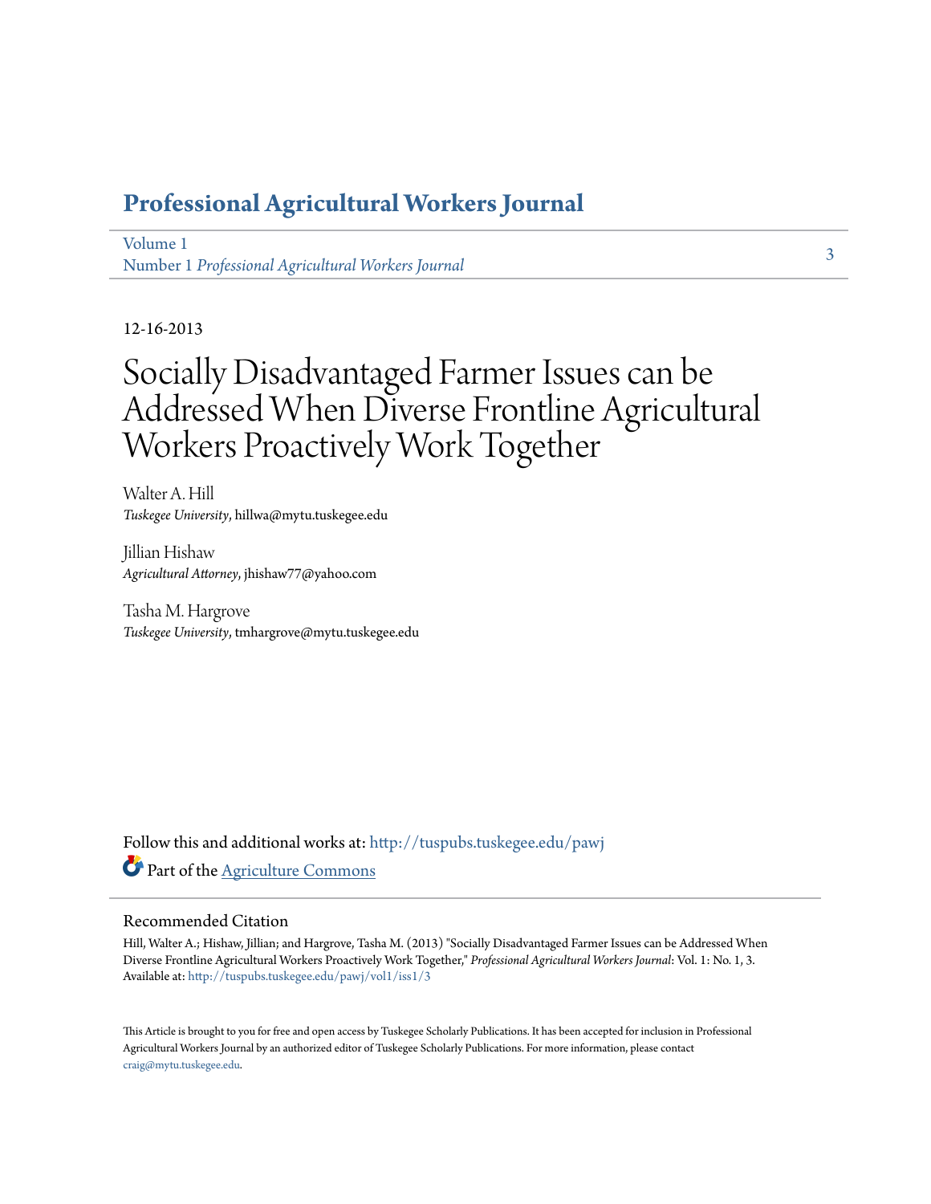# Professional Agricultural Workers Journal

Volume 1
Number 1 *Professional Agricultural Workers Journal*

3

12-16-2013

# Socially Disadvantaged Farmer Issues can be Addressed When Diverse Frontline Agricultural Workers Proactively Work Together

Walter A. Hill
*Tuskegee University*, hillwa@mytu.tuskegee.edu

Jillian Hishaw
*Agricultural Attorney*, jhishaw77@yahoo.com

Tasha M. Hargrove
*Tuskegee University*, tmhargrove@mytu.tuskegee.edu

Follow this and additional works at: http://tuspubs.tuskegee.edu/pawj

Part of the Agriculture Commons

## Recommended Citation

Hill, Walter A.; Hishaw, Jillian; and Hargrove, Tasha M. (2013) "Socially Disadvantaged Farmer Issues can be Addressed When Diverse Frontline Agricultural Workers Proactively Work Together," *Professional Agricultural Workers Journal*: Vol. 1: No. 1, 3.
Available at: http://tuspubs.tuskegee.edu/pawj/vol1/iss1/3

This Article is brought to you for free and open access by Tuskegee Scholarly Publications. It has been accepted for inclusion in Professional Agricultural Workers Journal by an authorized editor of Tuskegee Scholarly Publications. For more information, please contact craig@mytu.tuskegee.edu.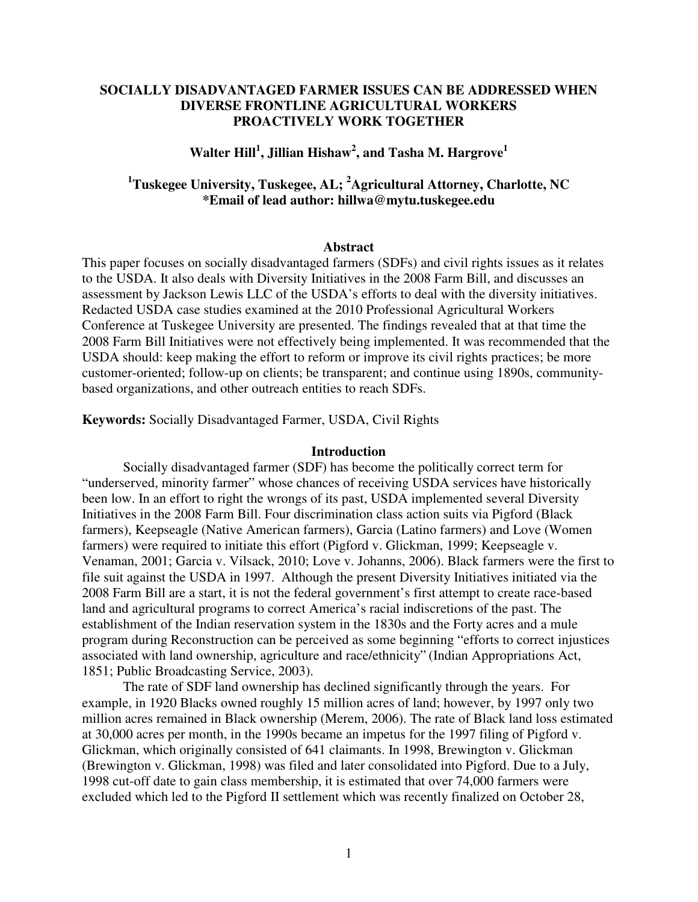# SOCIALLY DISADVANTAGED FARMER ISSUES CAN BE ADDRESSED WHEN DIVERSE FRONTLINE AGRICULTURAL WORKERS PROACTIVELY WORK TOGETHER

**Walter Hill[1], Jillian Hishaw[2], and Tasha M. Hargrove[1]**

**[1]Tuskegee University, Tuskegee, AL; [2]Agricultural Attorney, Charlotte, NC**
***Email of lead author: hillwa@mytu.tuskegee.edu**

## Abstract

This paper focuses on socially disadvantaged farmers (SDFs) and civil rights issues as it relates to the USDA. It also deals with Diversity Initiatives in the 2008 Farm Bill, and discusses an assessment by Jackson Lewis LLC of the USDA's efforts to deal with the diversity initiatives. Redacted USDA case studies examined at the 2010 Professional Agricultural Workers Conference at Tuskegee University are presented. The findings revealed that at that time the 2008 Farm Bill Initiatives were not effectively being implemented. It was recommended that the USDA should: keep making the effort to reform or improve its civil rights practices; be more customer-oriented; follow-up on clients; be transparent; and continue using 1890s, community-based organizations, and other outreach entities to reach SDFs.

**Keywords:** Socially Disadvantaged Farmer, USDA, Civil Rights

## Introduction

Socially disadvantaged farmer (SDF) has become the politically correct term for "underserved, minority farmer" whose chances of receiving USDA services have historically been low. In an effort to right the wrongs of its past, USDA implemented several Diversity Initiatives in the 2008 Farm Bill. Four discrimination class action suits via Pigford (Black farmers), Keepseagle (Native American farmers), Garcia (Latino farmers) and Love (Women farmers) were required to initiate this effort (Pigford v. Glickman, 1999; Keepseagle v. Venaman, 2001; Garcia v. Vilsack, 2010; Love v. Johanns, 2006). Black farmers were the first to file suit against the USDA in 1997. Although the present Diversity Initiatives initiated via the 2008 Farm Bill are a start, it is not the federal government's first attempt to create race-based land and agricultural programs to correct America's racial indiscretions of the past. The establishment of the Indian reservation system in the 1830s and the Forty acres and a mule program during Reconstruction can be perceived as some beginning "efforts to correct injustices associated with land ownership, agriculture and race/ethnicity" (Indian Appropriations Act, 1851; Public Broadcasting Service, 2003).

The rate of SDF land ownership has declined significantly through the years. For example, in 1920 Blacks owned roughly 15 million acres of land; however, by 1997 only two million acres remained in Black ownership (Merem, 2006). The rate of Black land loss estimated at 30,000 acres per month, in the 1990s became an impetus for the 1997 filing of Pigford v. Glickman, which originally consisted of 641 claimants. In 1998, Brewington v. Glickman (Brewington v. Glickman, 1998) was filed and later consolidated into Pigford. Due to a July, 1998 cut-off date to gain class membership, it is estimated that over 74,000 farmers were excluded which led to the Pigford II settlement which was recently finalized on October 28,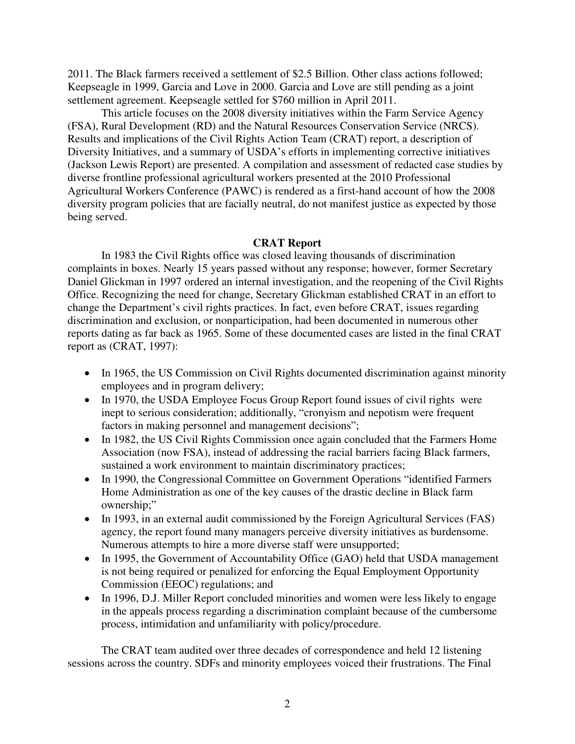2011. The Black farmers received a settlement of $2.5 Billion. Other class actions followed; Keepseagle in 1999, Garcia and Love in 2000. Garcia and Love are still pending as a joint settlement agreement. Keepseagle settled for $760 million in April 2011.

This article focuses on the 2008 diversity initiatives within the Farm Service Agency (FSA), Rural Development (RD) and the Natural Resources Conservation Service (NRCS). Results and implications of the Civil Rights Action Team (CRAT) report, a description of Diversity Initiatives, and a summary of USDA's efforts in implementing corrective initiatives (Jackson Lewis Report) are presented. A compilation and assessment of redacted case studies by diverse frontline professional agricultural workers presented at the 2010 Professional Agricultural Workers Conference (PAWC) is rendered as a first-hand account of how the 2008 diversity program policies that are facially neutral, do not manifest justice as expected by those being served.

## CRAT Report

In 1983 the Civil Rights office was closed leaving thousands of discrimination complaints in boxes. Nearly 15 years passed without any response; however, former Secretary Daniel Glickman in 1997 ordered an internal investigation, and the reopening of the Civil Rights Office. Recognizing the need for change, Secretary Glickman established CRAT in an effort to change the Department's civil rights practices. In fact, even before CRAT, issues regarding discrimination and exclusion, or nonparticipation, had been documented in numerous other reports dating as far back as 1965. Some of these documented cases are listed in the final CRAT report as (CRAT, 1997):

- In 1965, the US Commission on Civil Rights documented discrimination against minority employees and in program delivery;
- In 1970, the USDA Employee Focus Group Report found issues of civil rights were inept to serious consideration; additionally, "cronyism and nepotism were frequent factors in making personnel and management decisions";
- In 1982, the US Civil Rights Commission once again concluded that the Farmers Home Association (now FSA), instead of addressing the racial barriers facing Black farmers, sustained a work environment to maintain discriminatory practices;
- In 1990, the Congressional Committee on Government Operations "identified Farmers Home Administration as one of the key causes of the drastic decline in Black farm ownership;"
- In 1993, in an external audit commissioned by the Foreign Agricultural Services (FAS) agency, the report found many managers perceive diversity initiatives as burdensome. Numerous attempts to hire a more diverse staff were unsupported;
- In 1995, the Government of Accountability Office (GAO) held that USDA management is not being required or penalized for enforcing the Equal Employment Opportunity Commission (EEOC) regulations; and
- In 1996, D.J. Miller Report concluded minorities and women were less likely to engage in the appeals process regarding a discrimination complaint because of the cumbersome process, intimidation and unfamiliarity with policy/procedure.

The CRAT team audited over three decades of correspondence and held 12 listening sessions across the country. SDFs and minority employees voiced their frustrations. The Final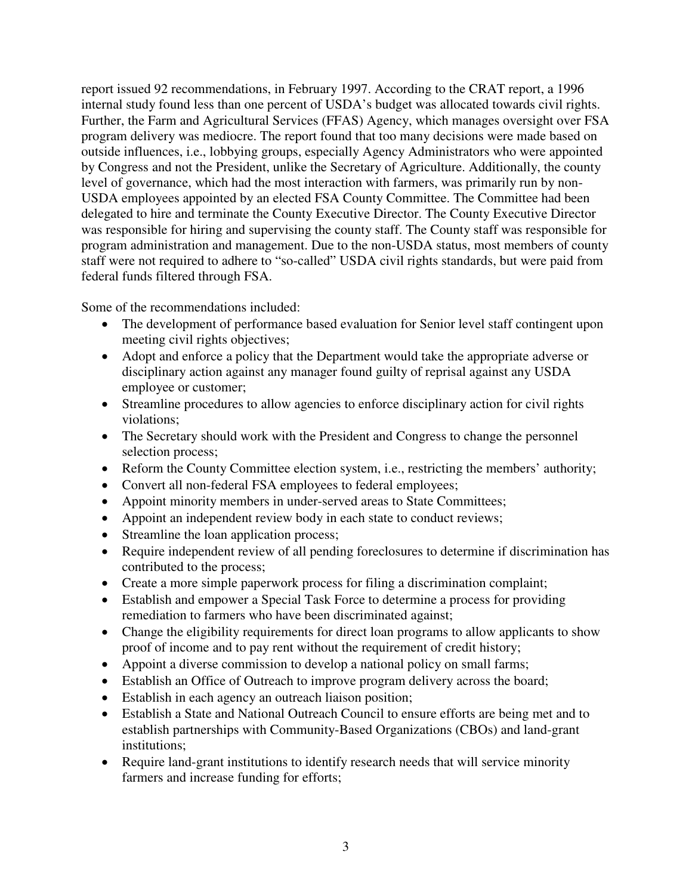report issued 92 recommendations, in February 1997. According to the CRAT report, a 1996 internal study found less than one percent of USDA's budget was allocated towards civil rights. Further, the Farm and Agricultural Services (FFAS) Agency, which manages oversight over FSA program delivery was mediocre. The report found that too many decisions were made based on outside influences, i.e., lobbying groups, especially Agency Administrators who were appointed by Congress and not the President, unlike the Secretary of Agriculture. Additionally, the county level of governance, which had the most interaction with farmers, was primarily run by non-USDA employees appointed by an elected FSA County Committee. The Committee had been delegated to hire and terminate the County Executive Director. The County Executive Director was responsible for hiring and supervising the county staff. The County staff was responsible for program administration and management. Due to the non-USDA status, most members of county staff were not required to adhere to "so-called" USDA civil rights standards, but were paid from federal funds filtered through FSA.

Some of the recommendations included:

- The development of performance based evaluation for Senior level staff contingent upon meeting civil rights objectives;
- Adopt and enforce a policy that the Department would take the appropriate adverse or disciplinary action against any manager found guilty of reprisal against any USDA employee or customer;
- Streamline procedures to allow agencies to enforce disciplinary action for civil rights violations;
- The Secretary should work with the President and Congress to change the personnel selection process;
- Reform the County Committee election system, i.e., restricting the members' authority;
- Convert all non-federal FSA employees to federal employees;
- Appoint minority members in under-served areas to State Committees;
- Appoint an independent review body in each state to conduct reviews;
- Streamline the loan application process;
- Require independent review of all pending foreclosures to determine if discrimination has contributed to the process;
- Create a more simple paperwork process for filing a discrimination complaint;
- Establish and empower a Special Task Force to determine a process for providing remediation to farmers who have been discriminated against;
- Change the eligibility requirements for direct loan programs to allow applicants to show proof of income and to pay rent without the requirement of credit history;
- Appoint a diverse commission to develop a national policy on small farms;
- Establish an Office of Outreach to improve program delivery across the board;
- Establish in each agency an outreach liaison position;
- Establish a State and National Outreach Council to ensure efforts are being met and to establish partnerships with Community-Based Organizations (CBOs) and land-grant institutions;
- Require land-grant institutions to identify research needs that will service minority farmers and increase funding for efforts;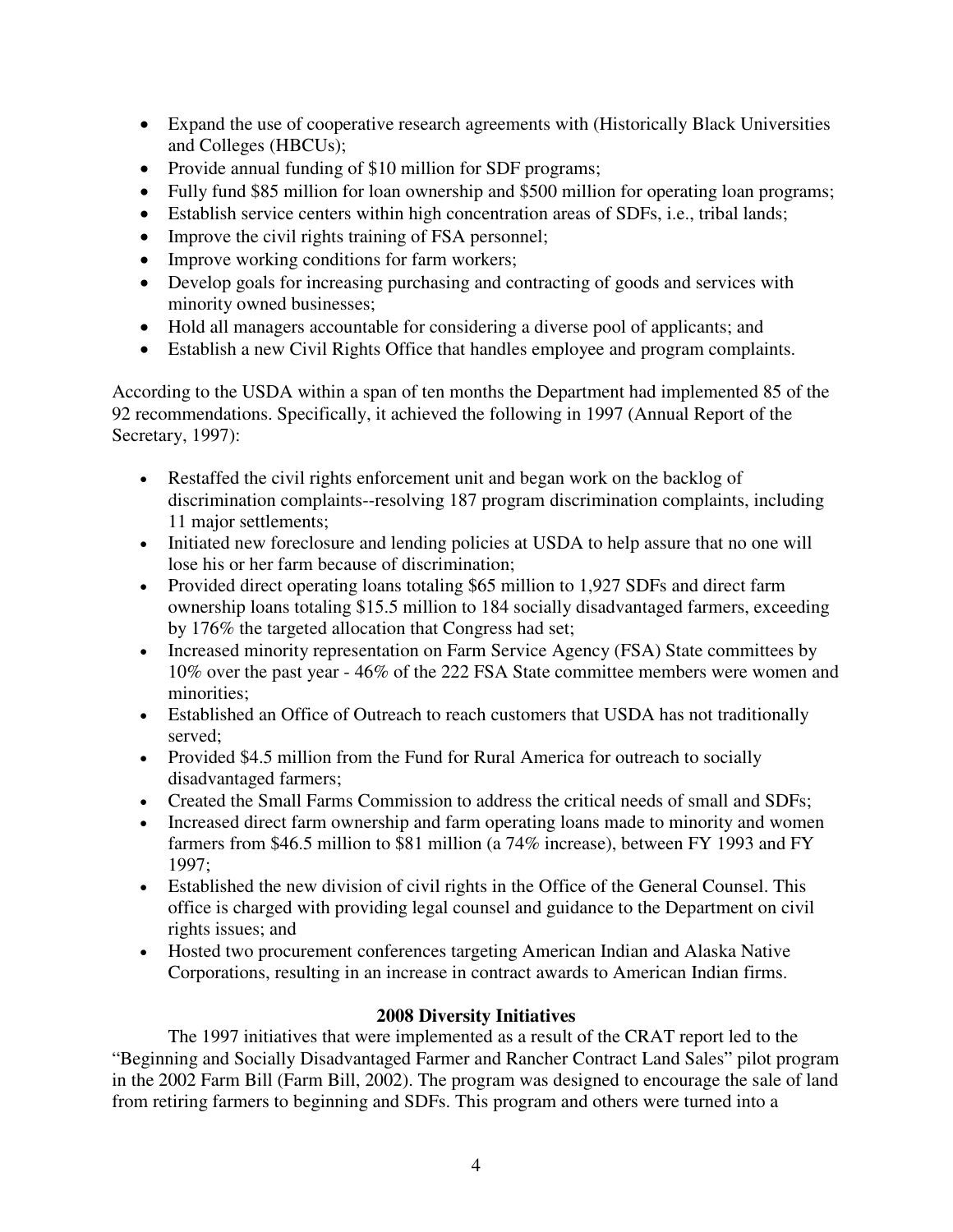- Expand the use of cooperative research agreements with (Historically Black Universities and Colleges (HBCUs);
- Provide annual funding of $10 million for SDF programs;
- Fully fund $85 million for loan ownership and $500 million for operating loan programs;
- Establish service centers within high concentration areas of SDFs, i.e., tribal lands;
- Improve the civil rights training of FSA personnel;
- Improve working conditions for farm workers;
- Develop goals for increasing purchasing and contracting of goods and services with minority owned businesses;
- Hold all managers accountable for considering a diverse pool of applicants; and
- Establish a new Civil Rights Office that handles employee and program complaints.

According to the USDA within a span of ten months the Department had implemented 85 of the 92 recommendations. Specifically, it achieved the following in 1997 (Annual Report of the Secretary, 1997):

- Restaffed the civil rights enforcement unit and began work on the backlog of discrimination complaints--resolving 187 program discrimination complaints, including 11 major settlements;
- Initiated new foreclosure and lending policies at USDA to help assure that no one will lose his or her farm because of discrimination;
- Provided direct operating loans totaling $65 million to 1,927 SDFs and direct farm ownership loans totaling $15.5 million to 184 socially disadvantaged farmers, exceeding by 176% the targeted allocation that Congress had set;
- Increased minority representation on Farm Service Agency (FSA) State committees by 10% over the past year - 46% of the 222 FSA State committee members were women and minorities;
- Established an Office of Outreach to reach customers that USDA has not traditionally served;
- Provided $4.5 million from the Fund for Rural America for outreach to socially disadvantaged farmers;
- Created the Small Farms Commission to address the critical needs of small and SDFs;
- Increased direct farm ownership and farm operating loans made to minority and women farmers from $46.5 million to $81 million (a 74% increase), between FY 1993 and FY 1997;
- Established the new division of civil rights in the Office of the General Counsel. This office is charged with providing legal counsel and guidance to the Department on civil rights issues; and
- Hosted two procurement conferences targeting American Indian and Alaska Native Corporations, resulting in an increase in contract awards to American Indian firms.

**2008 Diversity Initiatives**

The 1997 initiatives that were implemented as a result of the CRAT report led to the "Beginning and Socially Disadvantaged Farmer and Rancher Contract Land Sales" pilot program in the 2002 Farm Bill (Farm Bill, 2002). The program was designed to encourage the sale of land from retiring farmers to beginning and SDFs. This program and others were turned into a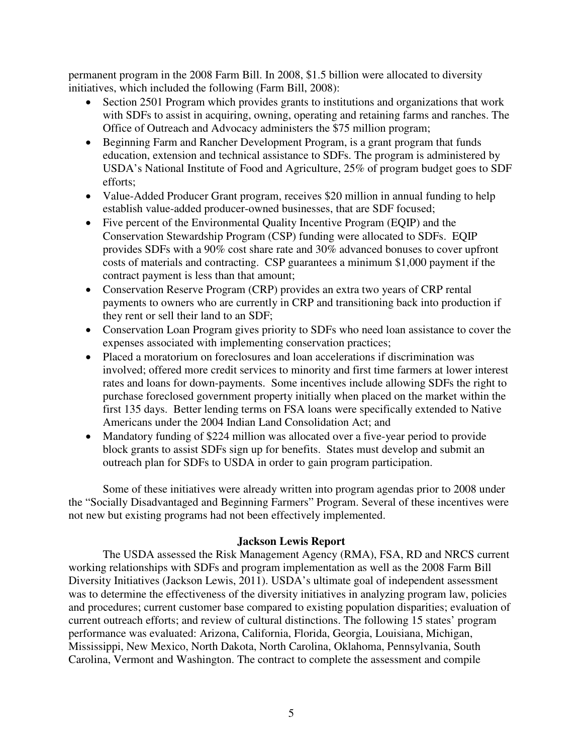permanent program in the 2008 Farm Bill. In 2008, $1.5 billion were allocated to diversity initiatives, which included the following (Farm Bill, 2008):

- Section 2501 Program which provides grants to institutions and organizations that work with SDFs to assist in acquiring, owning, operating and retaining farms and ranches. The Office of Outreach and Advocacy administers the $75 million program;
- Beginning Farm and Rancher Development Program, is a grant program that funds education, extension and technical assistance to SDFs. The program is administered by USDA's National Institute of Food and Agriculture, 25% of program budget goes to SDF efforts;
- Value-Added Producer Grant program, receives $20 million in annual funding to help establish value-added producer-owned businesses, that are SDF focused;
- Five percent of the Environmental Quality Incentive Program (EQIP) and the Conservation Stewardship Program (CSP) funding were allocated to SDFs. EQIP provides SDFs with a 90% cost share rate and 30% advanced bonuses to cover upfront costs of materials and contracting. CSP guarantees a minimum $1,000 payment if the contract payment is less than that amount;
- Conservation Reserve Program (CRP) provides an extra two years of CRP rental payments to owners who are currently in CRP and transitioning back into production if they rent or sell their land to an SDF;
- Conservation Loan Program gives priority to SDFs who need loan assistance to cover the expenses associated with implementing conservation practices;
- Placed a moratorium on foreclosures and loan accelerations if discrimination was involved; offered more credit services to minority and first time farmers at lower interest rates and loans for down-payments. Some incentives include allowing SDFs the right to purchase foreclosed government property initially when placed on the market within the first 135 days. Better lending terms on FSA loans were specifically extended to Native Americans under the 2004 Indian Land Consolidation Act; and
- Mandatory funding of $224 million was allocated over a five-year period to provide block grants to assist SDFs sign up for benefits. States must develop and submit an outreach plan for SDFs to USDA in order to gain program participation.

Some of these initiatives were already written into program agendas prior to 2008 under the "Socially Disadvantaged and Beginning Farmers" Program. Several of these incentives were not new but existing programs had not been effectively implemented.

## Jackson Lewis Report

The USDA assessed the Risk Management Agency (RMA), FSA, RD and NRCS current working relationships with SDFs and program implementation as well as the 2008 Farm Bill Diversity Initiatives (Jackson Lewis, 2011). USDA's ultimate goal of independent assessment was to determine the effectiveness of the diversity initiatives in analyzing program law, policies and procedures; current customer base compared to existing population disparities; evaluation of current outreach efforts; and review of cultural distinctions. The following 15 states' program performance was evaluated: Arizona, California, Florida, Georgia, Louisiana, Michigan, Mississippi, New Mexico, North Dakota, North Carolina, Oklahoma, Pennsylvania, South Carolina, Vermont and Washington. The contract to complete the assessment and compile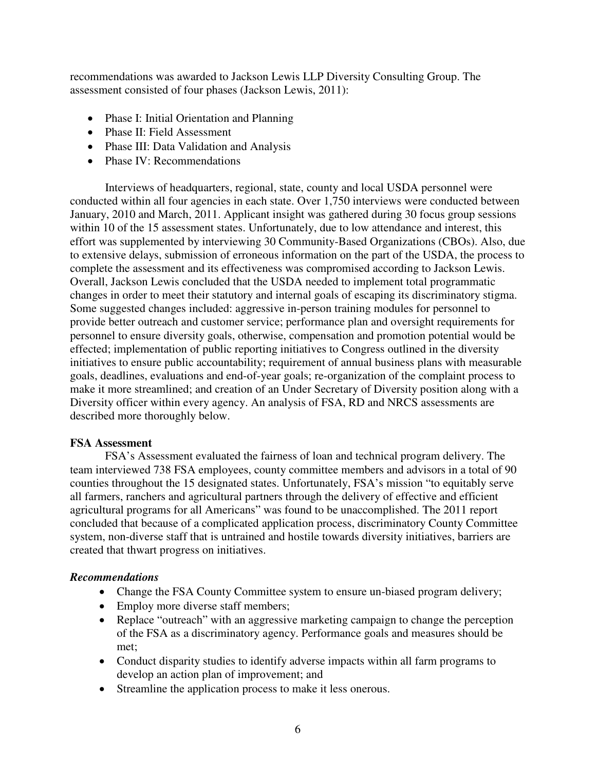recommendations was awarded to Jackson Lewis LLP Diversity Consulting Group. The assessment consisted of four phases (Jackson Lewis, 2011):

- Phase I: Initial Orientation and Planning
- Phase II: Field Assessment
- Phase III: Data Validation and Analysis
- Phase IV: Recommendations

Interviews of headquarters, regional, state, county and local USDA personnel were conducted within all four agencies in each state. Over 1,750 interviews were conducted between January, 2010 and March, 2011. Applicant insight was gathered during 30 focus group sessions within 10 of the 15 assessment states. Unfortunately, due to low attendance and interest, this effort was supplemented by interviewing 30 Community-Based Organizations (CBOs). Also, due to extensive delays, submission of erroneous information on the part of the USDA, the process to complete the assessment and its effectiveness was compromised according to Jackson Lewis. Overall, Jackson Lewis concluded that the USDA needed to implement total programmatic changes in order to meet their statutory and internal goals of escaping its discriminatory stigma. Some suggested changes included: aggressive in-person training modules for personnel to provide better outreach and customer service; performance plan and oversight requirements for personnel to ensure diversity goals, otherwise, compensation and promotion potential would be effected; implementation of public reporting initiatives to Congress outlined in the diversity initiatives to ensure public accountability; requirement of annual business plans with measurable goals, deadlines, evaluations and end-of-year goals; re-organization of the complaint process to make it more streamlined; and creation of an Under Secretary of Diversity position along with a Diversity officer within every agency. An analysis of FSA, RD and NRCS assessments are described more thoroughly below.

**FSA Assessment**

FSA's Assessment evaluated the fairness of loan and technical program delivery. The team interviewed 738 FSA employees, county committee members and advisors in a total of 90 counties throughout the 15 designated states. Unfortunately, FSA's mission "to equitably serve all farmers, ranchers and agricultural partners through the delivery of effective and efficient agricultural programs for all Americans" was found to be unaccomplished. The 2011 report concluded that because of a complicated application process, discriminatory County Committee system, non-diverse staff that is untrained and hostile towards diversity initiatives, barriers are created that thwart progress on initiatives.

***Recommendations***

- Change the FSA County Committee system to ensure un-biased program delivery;
- Employ more diverse staff members;
- Replace "outreach" with an aggressive marketing campaign to change the perception of the FSA as a discriminatory agency. Performance goals and measures should be met;
- Conduct disparity studies to identify adverse impacts within all farm programs to develop an action plan of improvement; and
- Streamline the application process to make it less onerous.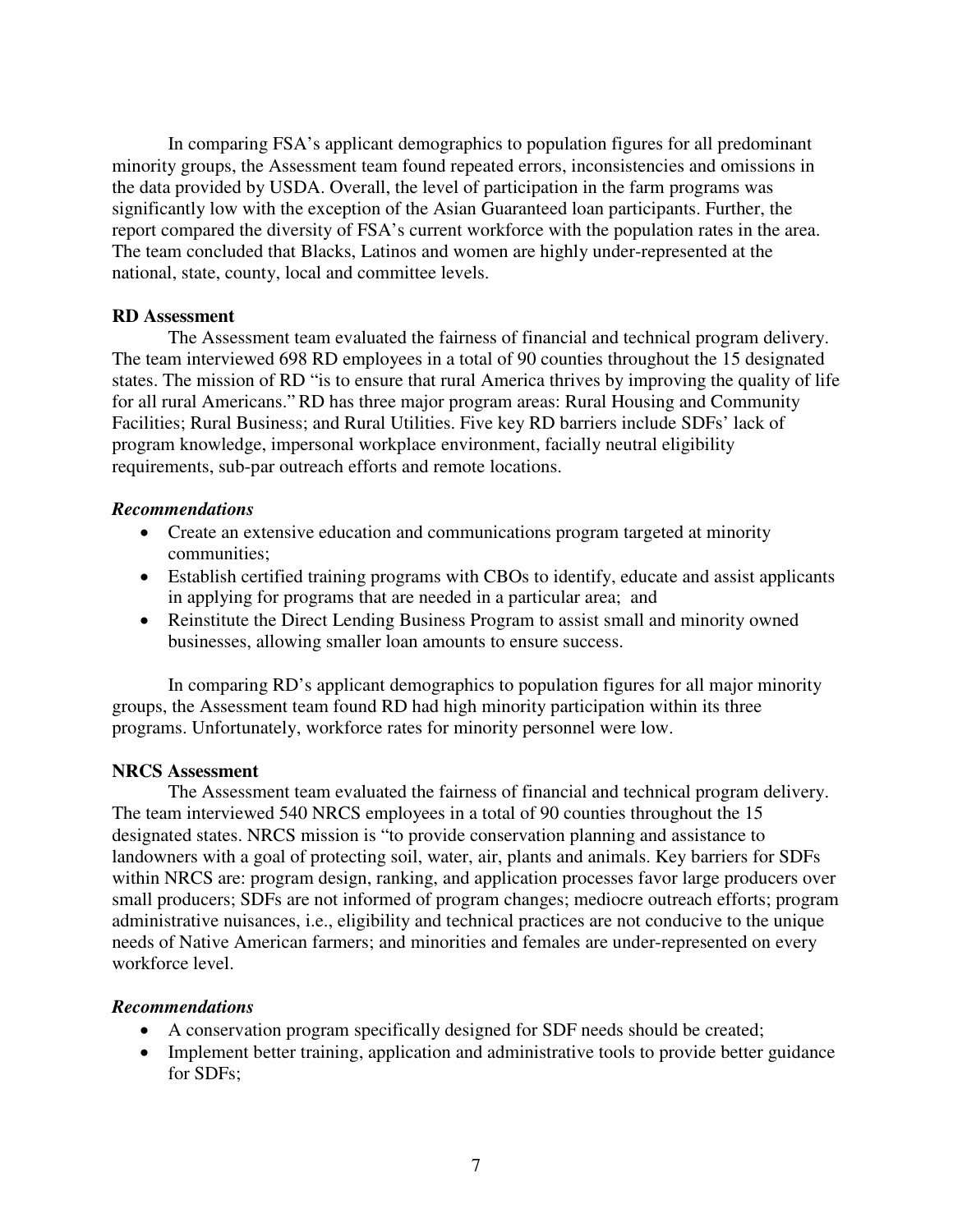In comparing FSA's applicant demographics to population figures for all predominant minority groups, the Assessment team found repeated errors, inconsistencies and omissions in the data provided by USDA. Overall, the level of participation in the farm programs was significantly low with the exception of the Asian Guaranteed loan participants. Further, the report compared the diversity of FSA's current workforce with the population rates in the area. The team concluded that Blacks, Latinos and women are highly under-represented at the national, state, county, local and committee levels.

**RD Assessment**

The Assessment team evaluated the fairness of financial and technical program delivery. The team interviewed 698 RD employees in a total of 90 counties throughout the 15 designated states. The mission of RD "is to ensure that rural America thrives by improving the quality of life for all rural Americans." RD has three major program areas: Rural Housing and Community Facilities; Rural Business; and Rural Utilities. Five key RD barriers include SDFs' lack of program knowledge, impersonal workplace environment, facially neutral eligibility requirements, sub-par outreach efforts and remote locations.

***Recommendations***

- Create an extensive education and communications program targeted at minority communities;
- Establish certified training programs with CBOs to identify, educate and assist applicants in applying for programs that are needed in a particular area; and
- Reinstitute the Direct Lending Business Program to assist small and minority owned businesses, allowing smaller loan amounts to ensure success.

In comparing RD's applicant demographics to population figures for all major minority groups, the Assessment team found RD had high minority participation within its three programs. Unfortunately, workforce rates for minority personnel were low.

**NRCS Assessment**

The Assessment team evaluated the fairness of financial and technical program delivery. The team interviewed 540 NRCS employees in a total of 90 counties throughout the 15 designated states. NRCS mission is "to provide conservation planning and assistance to landowners with a goal of protecting soil, water, air, plants and animals. Key barriers for SDFs within NRCS are: program design, ranking, and application processes favor large producers over small producers; SDFs are not informed of program changes; mediocre outreach efforts; program administrative nuisances, i.e., eligibility and technical practices are not conducive to the unique needs of Native American farmers; and minorities and females are under-represented on every workforce level.

***Recommendations***

- A conservation program specifically designed for SDF needs should be created;
- Implement better training, application and administrative tools to provide better guidance for SDFs;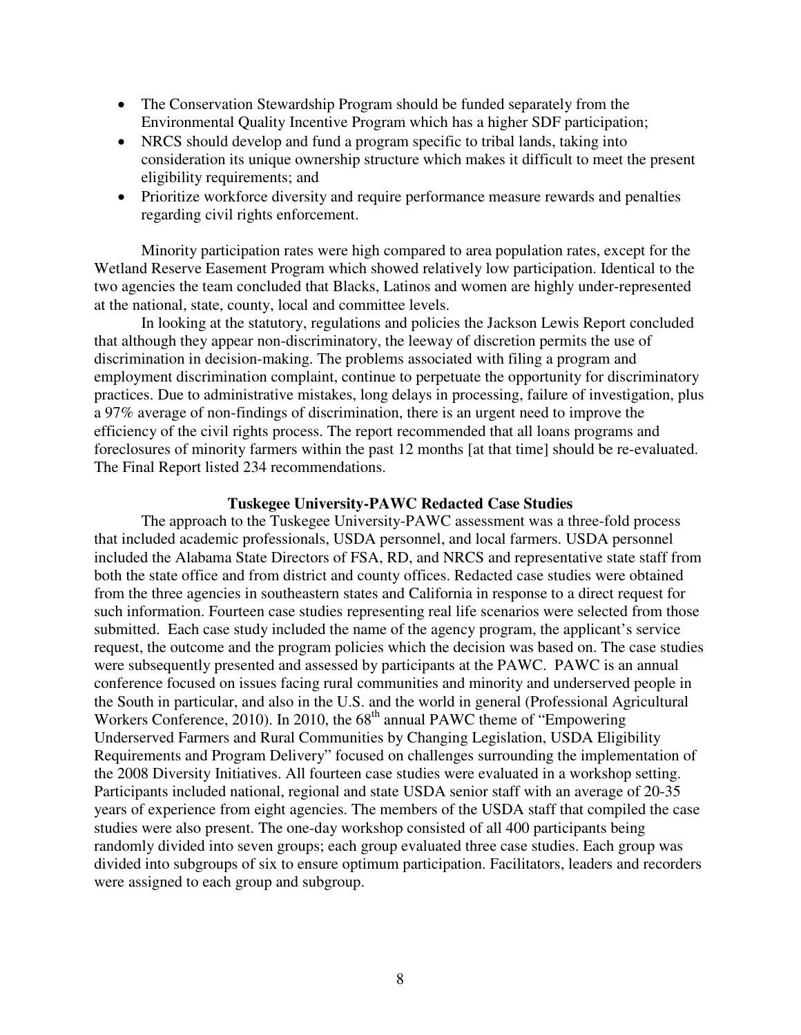- The Conservation Stewardship Program should be funded separately from the Environmental Quality Incentive Program which has a higher SDF participation;
- NRCS should develop and fund a program specific to tribal lands, taking into consideration its unique ownership structure which makes it difficult to meet the present eligibility requirements; and
- Prioritize workforce diversity and require performance measure rewards and penalties regarding civil rights enforcement.

Minority participation rates were high compared to area population rates, except for the Wetland Reserve Easement Program which showed relatively low participation. Identical to the two agencies the team concluded that Blacks, Latinos and women are highly under-represented at the national, state, county, local and committee levels.

In looking at the statutory, regulations and policies the Jackson Lewis Report concluded that although they appear non-discriminatory, the leeway of discretion permits the use of discrimination in decision-making. The problems associated with filing a program and employment discrimination complaint, continue to perpetuate the opportunity for discriminatory practices. Due to administrative mistakes, long delays in processing, failure of investigation, plus a 97% average of non-findings of discrimination, there is an urgent need to improve the efficiency of the civil rights process. The report recommended that all loans programs and foreclosures of minority farmers within the past 12 months [at that time] should be re-evaluated. The Final Report listed 234 recommendations.

### Tuskegee University-PAWC Redacted Case Studies

The approach to the Tuskegee University-PAWC assessment was a three-fold process that included academic professionals, USDA personnel, and local farmers. USDA personnel included the Alabama State Directors of FSA, RD, and NRCS and representative state staff from both the state office and from district and county offices. Redacted case studies were obtained from the three agencies in southeastern states and California in response to a direct request for such information. Fourteen case studies representing real life scenarios were selected from those submitted. Each case study included the name of the agency program, the applicant's service request, the outcome and the program policies which the decision was based on. The case studies were subsequently presented and assessed by participants at the PAWC. PAWC is an annual conference focused on issues facing rural communities and minority and underserved people in the South in particular, and also in the U.S. and the world in general (Professional Agricultural Workers Conference, 2010). In 2010, the 68th annual PAWC theme of "Empowering Underserved Farmers and Rural Communities by Changing Legislation, USDA Eligibility Requirements and Program Delivery" focused on challenges surrounding the implementation of the 2008 Diversity Initiatives. All fourteen case studies were evaluated in a workshop setting. Participants included national, regional and state USDA senior staff with an average of 20-35 years of experience from eight agencies. The members of the USDA staff that compiled the case studies were also present. The one-day workshop consisted of all 400 participants being randomly divided into seven groups; each group evaluated three case studies. Each group was divided into subgroups of six to ensure optimum participation. Facilitators, leaders and recorders were assigned to each group and subgroup.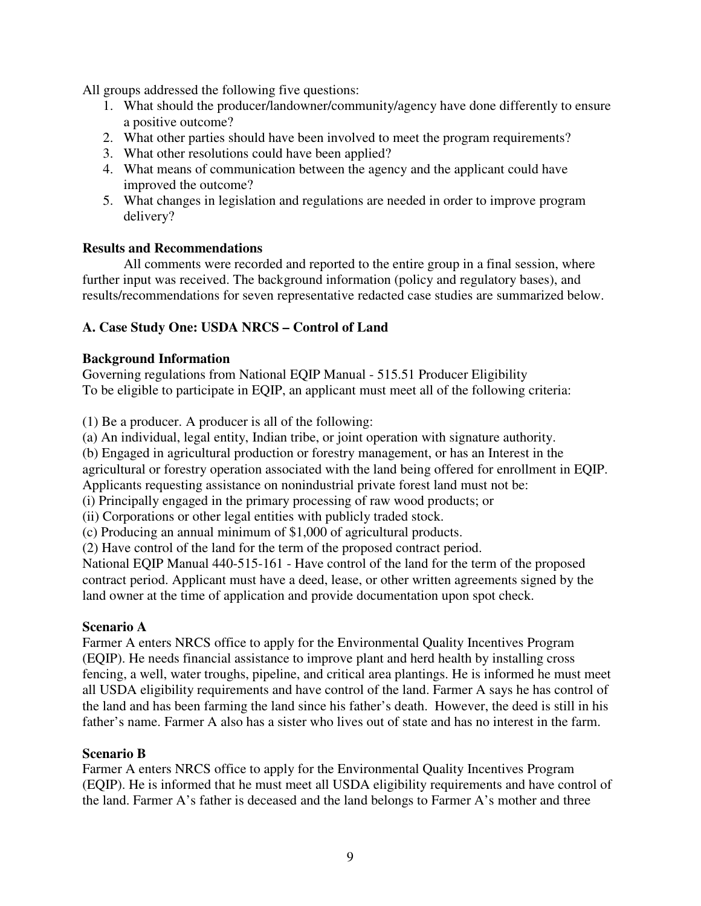All groups addressed the following five questions:

1. What should the producer/landowner/community/agency have done differently to ensure a positive outcome?
2. What other parties should have been involved to meet the program requirements?
3. What other resolutions could have been applied?
4. What means of communication between the agency and the applicant could have improved the outcome?
5. What changes in legislation and regulations are needed in order to improve program delivery?

**Results and Recommendations**

All comments were recorded and reported to the entire group in a final session, where further input was received. The background information (policy and regulatory bases), and results/recommendations for seven representative redacted case studies are summarized below.

## A. Case Study One: USDA NRCS – Control of Land

**Background Information**

Governing regulations from National EQIP Manual - 515.51 Producer Eligibility
To be eligible to participate in EQIP, an applicant must meet all of the following criteria:

(1) Be a producer. A producer is all of the following:
(a) An individual, legal entity, Indian tribe, or joint operation with signature authority.
(b) Engaged in agricultural production or forestry management, or has an Interest in the agricultural or forestry operation associated with the land being offered for enrollment in EQIP. Applicants requesting assistance on nonindustrial private forest land must not be:
(i) Principally engaged in the primary processing of raw wood products; or
(ii) Corporations or other legal entities with publicly traded stock.
(c) Producing an annual minimum of $1,000 of agricultural products.
(2) Have control of the land for the term of the proposed contract period.
National EQIP Manual 440-515-161 - Have control of the land for the term of the proposed contract period. Applicant must have a deed, lease, or other written agreements signed by the land owner at the time of application and provide documentation upon spot check.

**Scenario A**

Farmer A enters NRCS office to apply for the Environmental Quality Incentives Program (EQIP). He needs financial assistance to improve plant and herd health by installing cross fencing, a well, water troughs, pipeline, and critical area plantings. He is informed he must meet all USDA eligibility requirements and have control of the land. Farmer A says he has control of the land and has been farming the land since his father's death. However, the deed is still in his father's name. Farmer A also has a sister who lives out of state and has no interest in the farm.

**Scenario B**

Farmer A enters NRCS office to apply for the Environmental Quality Incentives Program (EQIP). He is informed that he must meet all USDA eligibility requirements and have control of the land. Farmer A's father is deceased and the land belongs to Farmer A's mother and three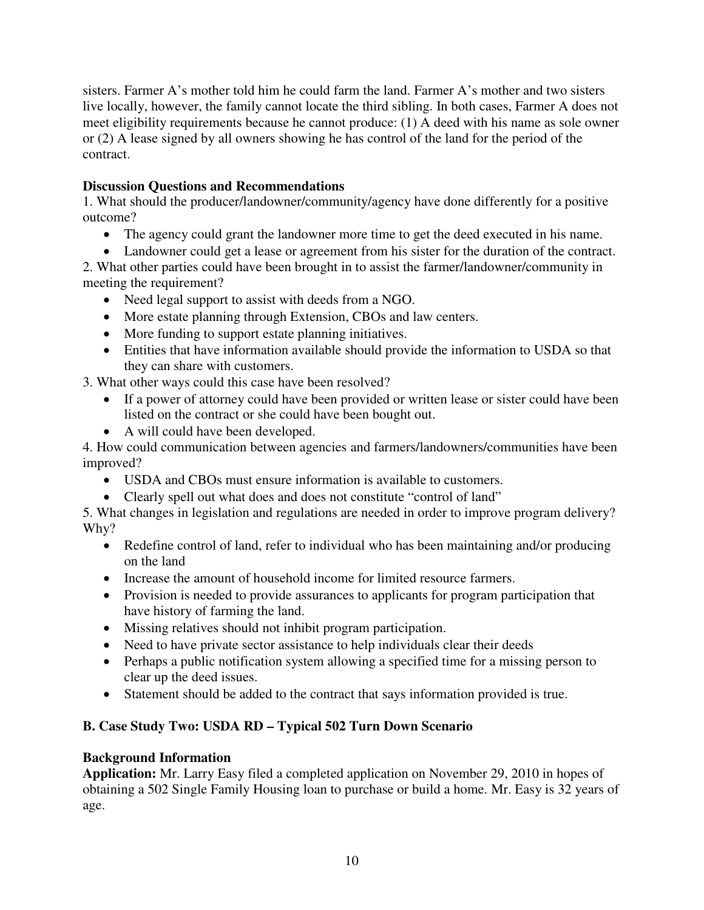sisters. Farmer A's mother told him he could farm the land. Farmer A's mother and two sisters live locally, however, the family cannot locate the third sibling. In both cases, Farmer A does not meet eligibility requirements because he cannot produce: (1) A deed with his name as sole owner or (2) A lease signed by all owners showing he has control of the land for the period of the contract.

**Discussion Questions and Recommendations**

1. What should the producer/landowner/community/agency have done differently for a positive outcome?
   - The agency could grant the landowner more time to get the deed executed in his name.
   - Landowner could get a lease or agreement from his sister for the duration of the contract.
2. What other parties could have been brought in to assist the farmer/landowner/community in meeting the requirement?
   - Need legal support to assist with deeds from a NGO.
   - More estate planning through Extension, CBOs and law centers.
   - More funding to support estate planning initiatives.
   - Entities that have information available should provide the information to USDA so that they can share with customers.
3. What other ways could this case have been resolved?
   - If a power of attorney could have been provided or written lease or sister could have been listed on the contract or she could have been bought out.
   - A will could have been developed.
4. How could communication between agencies and farmers/landowners/communities have been improved?
   - USDA and CBOs must ensure information is available to customers.
   - Clearly spell out what does and does not constitute "control of land"
5. What changes in legislation and regulations are needed in order to improve program delivery? Why?
   - Redefine control of land, refer to individual who has been maintaining and/or producing on the land
   - Increase the amount of household income for limited resource farmers.
   - Provision is needed to provide assurances to applicants for program participation that have history of farming the land.
   - Missing relatives should not inhibit program participation.
   - Need to have private sector assistance to help individuals clear their deeds
   - Perhaps a public notification system allowing a specified time for a missing person to clear up the deed issues.
   - Statement should be added to the contract that says information provided is true.

### B. Case Study Two: USDA RD – Typical 502 Turn Down Scenario

**Background Information**

**Application:** Mr. Larry Easy filed a completed application on November 29, 2010 in hopes of obtaining a 502 Single Family Housing loan to purchase or build a home. Mr. Easy is 32 years of age.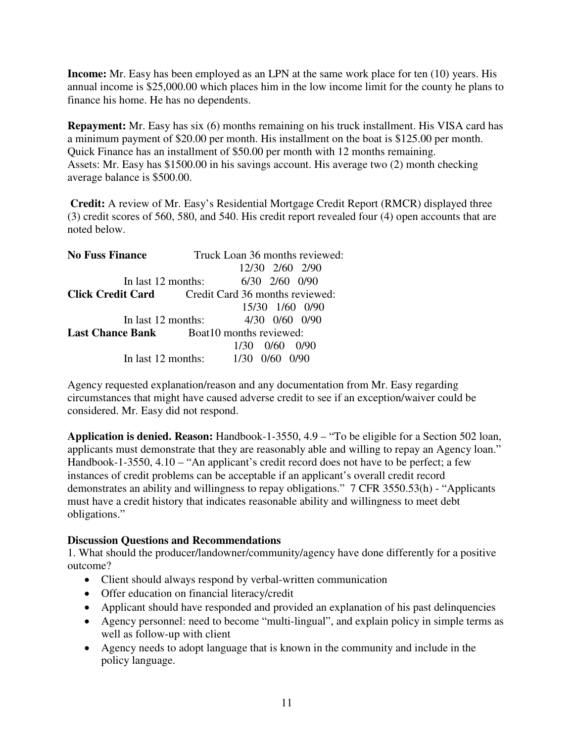**Income:** Mr. Easy has been employed as an LPN at the same work place for ten (10) years. His annual income is $25,000.00 which places him in the low income limit for the county he plans to finance his home. He has no dependents.

**Repayment:** Mr. Easy has six (6) months remaining on his truck installment. His VISA card has a minimum payment of $20.00 per month. His installment on the boat is $125.00 per month. Quick Finance has an installment of $50.00 per month with 12 months remaining.
Assets: Mr. Easy has $1500.00 in his savings account. His average two (2) month checking average balance is $500.00.

**Credit:** A review of Mr. Easy's Residential Mortgage Credit Report (RMCR) displayed three (3) credit scores of 560, 580, and 540. His credit report revealed four (4) open accounts that are noted below.

| | | |
|---|---|---|
| **No Fuss Finance** | Truck Loan 36 months reviewed: | 12/30 2/60 2/90 |
| | In last 12 months: | 6/30 2/60 0/90 |
| **Click Credit Card** | Credit Card 36 months reviewed: | 15/30 1/60 0/90 |
| | In last 12 months: | 4/30 0/60 0/90 |
| **Last Chance Bank** | Boat10 months reviewed: | 1/30 0/60 0/90 |
| | In last 12 months: | 1/30 0/60 0/90 |

Agency requested explanation/reason and any documentation from Mr. Easy regarding circumstances that might have caused adverse credit to see if an exception/waiver could be considered. Mr. Easy did not respond.

**Application is denied. Reason:** Handbook-1-3550, 4.9 – "To be eligible for a Section 502 loan, applicants must demonstrate that they are reasonably able and willing to repay an Agency loan." Handbook-1-3550, 4.10 – "An applicant's credit record does not have to be perfect; a few instances of credit problems can be acceptable if an applicant's overall credit record demonstrates an ability and willingness to repay obligations." 7 CFR 3550.53(h) - "Applicants must have a credit history that indicates reasonable ability and willingness to meet debt obligations."

**Discussion Questions and Recommendations**

1. What should the producer/landowner/community/agency have done differently for a positive outcome?
   - Client should always respond by verbal-written communication
   - Offer education on financial literacy/credit
   - Applicant should have responded and provided an explanation of his past delinquencies
   - Agency personnel: need to become "multi-lingual", and explain policy in simple terms as well as follow-up with client
   - Agency needs to adopt language that is known in the community and include in the policy language.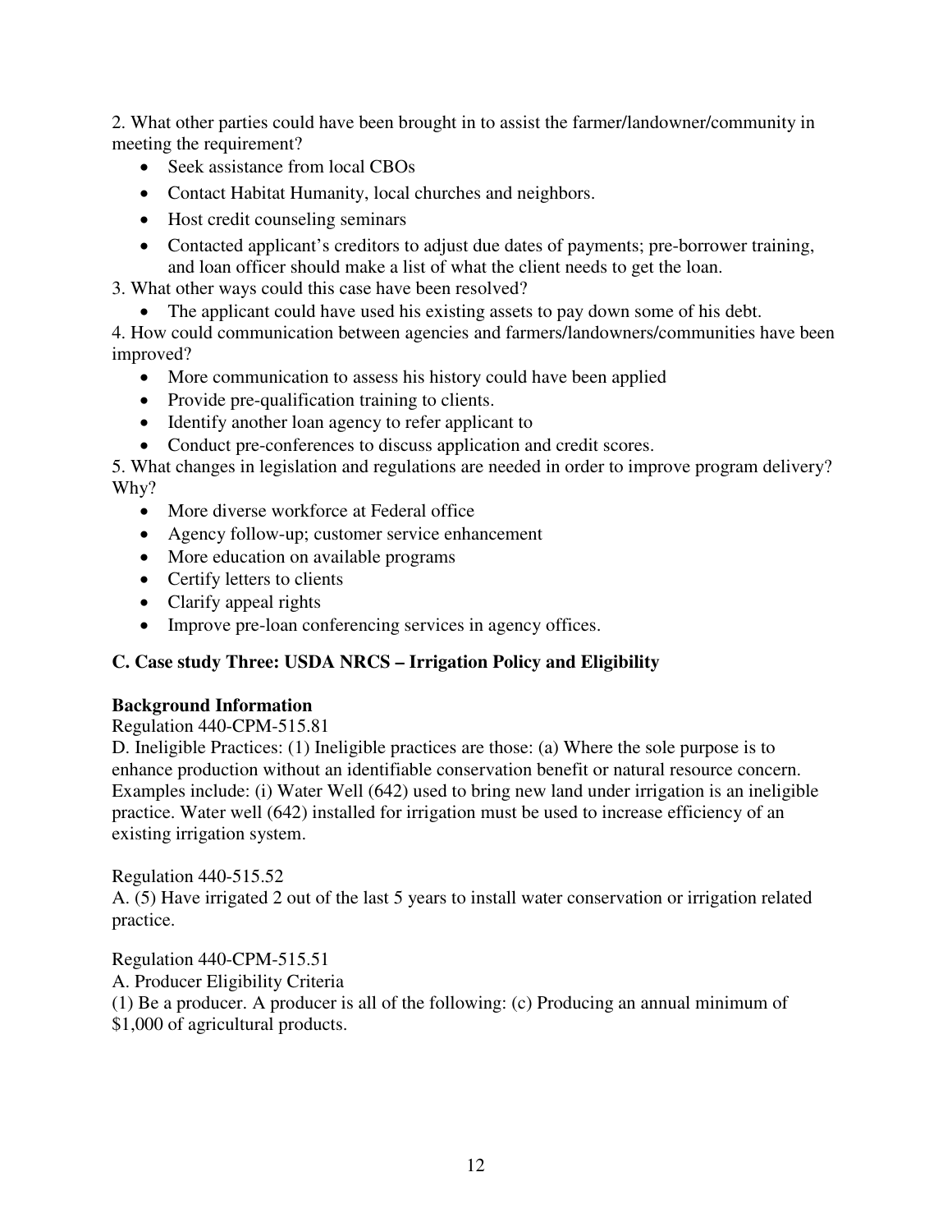2. What other parties could have been brought in to assist the farmer/landowner/community in meeting the requirement?

- Seek assistance from local CBOs
- Contact Habitat Humanity, local churches and neighbors.
- Host credit counseling seminars
- Contacted applicant's creditors to adjust due dates of payments; pre-borrower training, and loan officer should make a list of what the client needs to get the loan.

3. What other ways could this case have been resolved?

- The applicant could have used his existing assets to pay down some of his debt.

4. How could communication between agencies and farmers/landowners/communities have been improved?

- More communication to assess his history could have been applied
- Provide pre-qualification training to clients.
- Identify another loan agency to refer applicant to
- Conduct pre-conferences to discuss application and credit scores.

5. What changes in legislation and regulations are needed in order to improve program delivery? Why?

- More diverse workforce at Federal office
- Agency follow-up; customer service enhancement
- More education on available programs
- Certify letters to clients
- Clarify appeal rights
- Improve pre-loan conferencing services in agency offices.

### C. Case study Three: USDA NRCS – Irrigation Policy and Eligibility

**Background Information**

Regulation 440-CPM-515.81

D. Ineligible Practices: (1) Ineligible practices are those: (a) Where the sole purpose is to enhance production without an identifiable conservation benefit or natural resource concern. Examples include: (i) Water Well (642) used to bring new land under irrigation is an ineligible practice. Water well (642) installed for irrigation must be used to increase efficiency of an existing irrigation system.

Regulation 440-515.52

A. (5) Have irrigated 2 out of the last 5 years to install water conservation or irrigation related practice.

Regulation 440-CPM-515.51

A. Producer Eligibility Criteria

(1) Be a producer. A producer is all of the following: (c) Producing an annual minimum of $1,000 of agricultural products.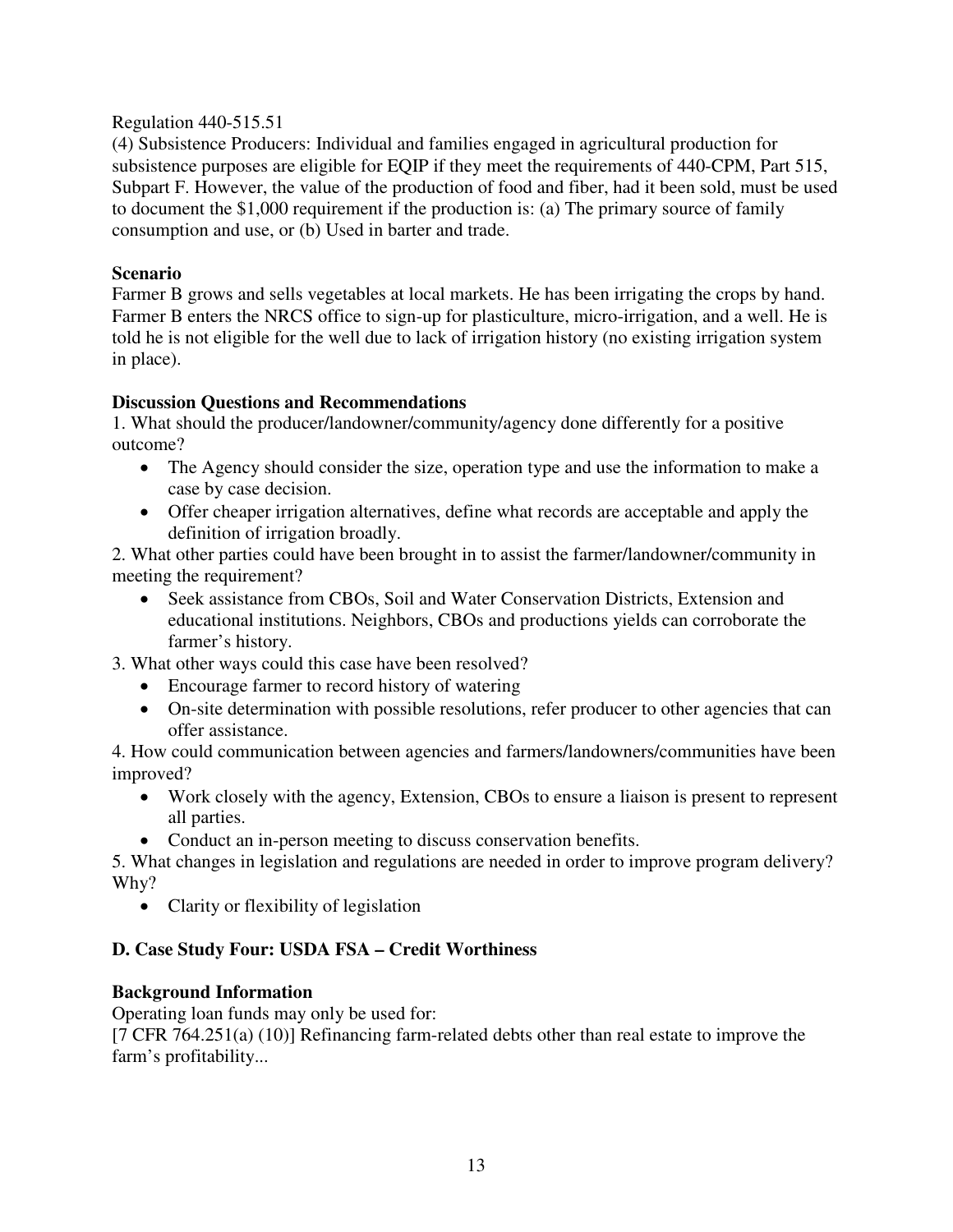Regulation 440-515.51

(4) Subsistence Producers: Individual and families engaged in agricultural production for subsistence purposes are eligible for EQIP if they meet the requirements of 440-CPM, Part 515, Subpart F. However, the value of the production of food and fiber, had it been sold, must be used to document the $1,000 requirement if the production is: (a) The primary source of family consumption and use, or (b) Used in barter and trade.

**Scenario**

Farmer B grows and sells vegetables at local markets. He has been irrigating the crops by hand. Farmer B enters the NRCS office to sign-up for plasticulture, micro-irrigation, and a well. He is told he is not eligible for the well due to lack of irrigation history (no existing irrigation system in place).

**Discussion Questions and Recommendations**

1. What should the producer/landowner/community/agency done differently for a positive outcome?
   - The Agency should consider the size, operation type and use the information to make a case by case decision.
   - Offer cheaper irrigation alternatives, define what records are acceptable and apply the definition of irrigation broadly.
2. What other parties could have been brought in to assist the farmer/landowner/community in meeting the requirement?
   - Seek assistance from CBOs, Soil and Water Conservation Districts, Extension and educational institutions. Neighbors, CBOs and productions yields can corroborate the farmer's history.
3. What other ways could this case have been resolved?
   - Encourage farmer to record history of watering
   - On-site determination with possible resolutions, refer producer to other agencies that can offer assistance.
4. How could communication between agencies and farmers/landowners/communities have been improved?
   - Work closely with the agency, Extension, CBOs to ensure a liaison is present to represent all parties.
   - Conduct an in-person meeting to discuss conservation benefits.
5. What changes in legislation and regulations are needed in order to improve program delivery? Why?
   - Clarity or flexibility of legislation

## D. Case Study Four: USDA FSA – Credit Worthiness

**Background Information**

Operating loan funds may only be used for:

[7 CFR 764.251(a) (10)] Refinancing farm-related debts other than real estate to improve the farm's profitability...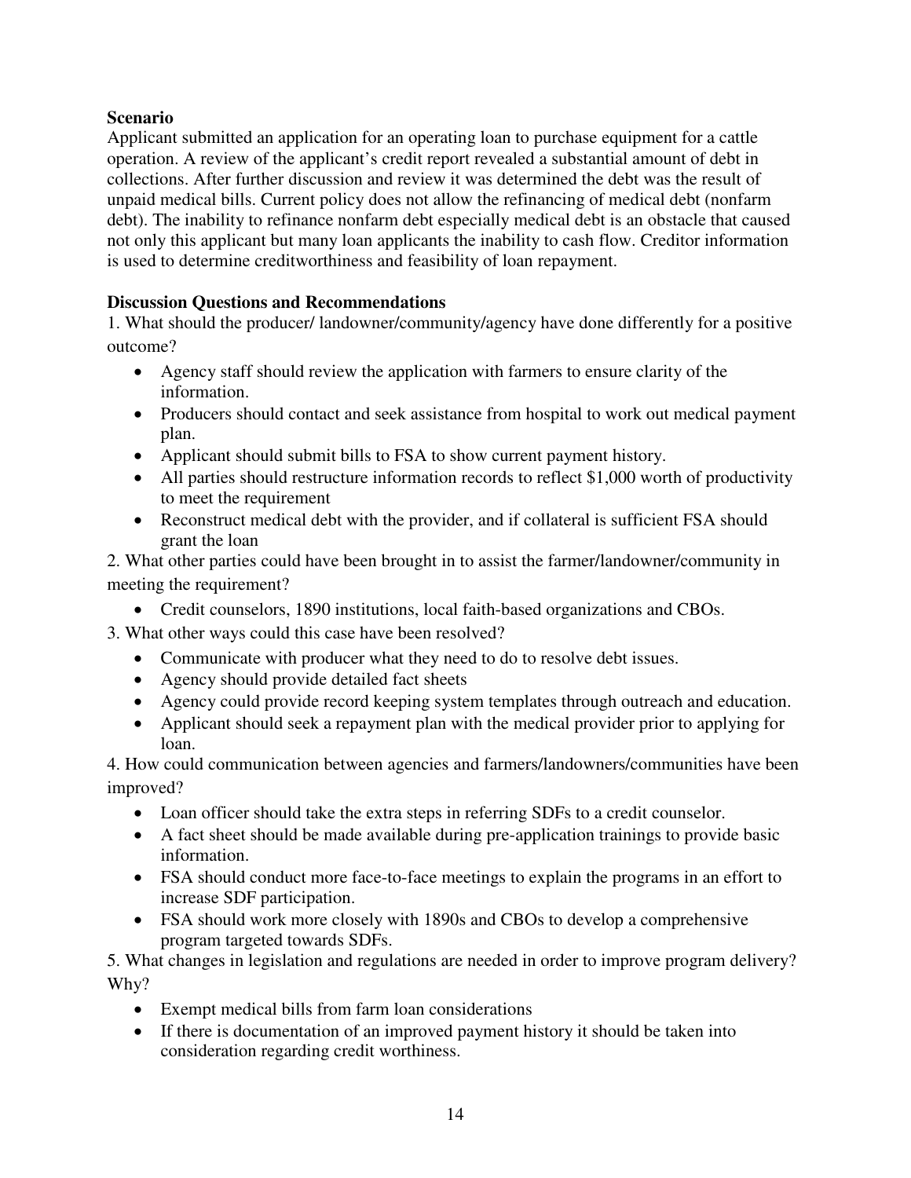**Scenario**

Applicant submitted an application for an operating loan to purchase equipment for a cattle operation. A review of the applicant's credit report revealed a substantial amount of debt in collections. After further discussion and review it was determined the debt was the result of unpaid medical bills. Current policy does not allow the refinancing of medical debt (nonfarm debt). The inability to refinance nonfarm debt especially medical debt is an obstacle that caused not only this applicant but many loan applicants the inability to cash flow. Creditor information is used to determine creditworthiness and feasibility of loan repayment.

**Discussion Questions and Recommendations**

1. What should the producer/ landowner/community/agency have done differently for a positive outcome?
   - Agency staff should review the application with farmers to ensure clarity of the information.
   - Producers should contact and seek assistance from hospital to work out medical payment plan.
   - Applicant should submit bills to FSA to show current payment history.
   - All parties should restructure information records to reflect $1,000 worth of productivity to meet the requirement
   - Reconstruct medical debt with the provider, and if collateral is sufficient FSA should grant the loan
2. What other parties could have been brought in to assist the farmer/landowner/community in meeting the requirement?
   - Credit counselors, 1890 institutions, local faith-based organizations and CBOs.
3. What other ways could this case have been resolved?
   - Communicate with producer what they need to do to resolve debt issues.
   - Agency should provide detailed fact sheets
   - Agency could provide record keeping system templates through outreach and education.
   - Applicant should seek a repayment plan with the medical provider prior to applying for loan.
4. How could communication between agencies and farmers/landowners/communities have been improved?
   - Loan officer should take the extra steps in referring SDFs to a credit counselor.
   - A fact sheet should be made available during pre-application trainings to provide basic information.
   - FSA should conduct more face-to-face meetings to explain the programs in an effort to increase SDF participation.
   - FSA should work more closely with 1890s and CBOs to develop a comprehensive program targeted towards SDFs.
5. What changes in legislation and regulations are needed in order to improve program delivery? Why?
   - Exempt medical bills from farm loan considerations
   - If there is documentation of an improved payment history it should be taken into consideration regarding credit worthiness.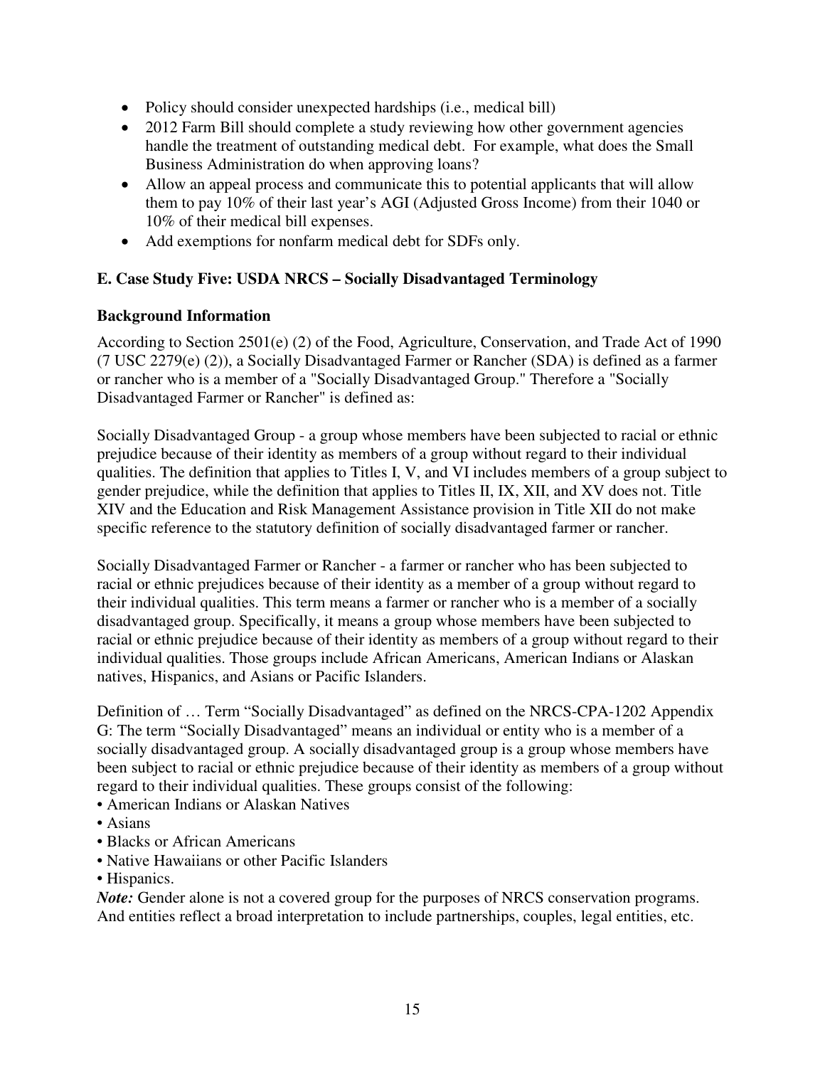- Policy should consider unexpected hardships (i.e., medical bill)
- 2012 Farm Bill should complete a study reviewing how other government agencies handle the treatment of outstanding medical debt. For example, what does the Small Business Administration do when approving loans?
- Allow an appeal process and communicate this to potential applicants that will allow them to pay 10% of their last year's AGI (Adjusted Gross Income) from their 1040 or 10% of their medical bill expenses.
- Add exemptions for nonfarm medical debt for SDFs only.

### E. Case Study Five: USDA NRCS – Socially Disadvantaged Terminology

#### Background Information

According to Section 2501(e) (2) of the Food, Agriculture, Conservation, and Trade Act of 1990 (7 USC 2279(e) (2)), a Socially Disadvantaged Farmer or Rancher (SDA) is defined as a farmer or rancher who is a member of a "Socially Disadvantaged Group." Therefore a "Socially Disadvantaged Farmer or Rancher" is defined as:

Socially Disadvantaged Group - a group whose members have been subjected to racial or ethnic prejudice because of their identity as members of a group without regard to their individual qualities. The definition that applies to Titles I, V, and VI includes members of a group subject to gender prejudice, while the definition that applies to Titles II, IX, XII, and XV does not. Title XIV and the Education and Risk Management Assistance provision in Title XII do not make specific reference to the statutory definition of socially disadvantaged farmer or rancher.

Socially Disadvantaged Farmer or Rancher - a farmer or rancher who has been subjected to racial or ethnic prejudices because of their identity as a member of a group without regard to their individual qualities. This term means a farmer or rancher who is a member of a socially disadvantaged group. Specifically, it means a group whose members have been subjected to racial or ethnic prejudice because of their identity as members of a group without regard to their individual qualities. Those groups include African Americans, American Indians or Alaskan natives, Hispanics, and Asians or Pacific Islanders.

Definition of … Term "Socially Disadvantaged" as defined on the NRCS-CPA-1202 Appendix G: The term "Socially Disadvantaged" means an individual or entity who is a member of a socially disadvantaged group. A socially disadvantaged group is a group whose members have been subject to racial or ethnic prejudice because of their identity as members of a group without regard to their individual qualities. These groups consist of the following:

- American Indians or Alaskan Natives
- Asians
- Blacks or African Americans
- Native Hawaiians or other Pacific Islanders
- Hispanics.

***Note:*** Gender alone is not a covered group for the purposes of NRCS conservation programs. And entities reflect a broad interpretation to include partnerships, couples, legal entities, etc.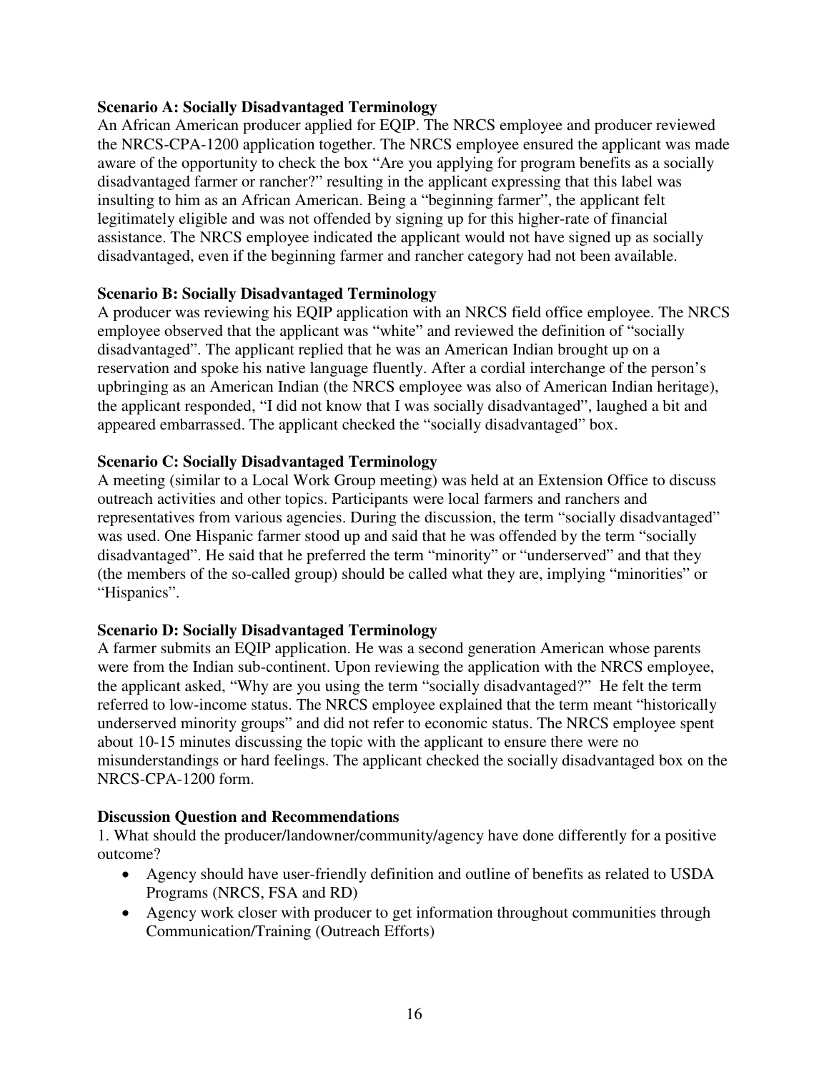**Scenario A: Socially Disadvantaged Terminology**

An African American producer applied for EQIP. The NRCS employee and producer reviewed the NRCS-CPA-1200 application together. The NRCS employee ensured the applicant was made aware of the opportunity to check the box "Are you applying for program benefits as a socially disadvantaged farmer or rancher?" resulting in the applicant expressing that this label was insulting to him as an African American. Being a "beginning farmer", the applicant felt legitimately eligible and was not offended by signing up for this higher-rate of financial assistance. The NRCS employee indicated the applicant would not have signed up as socially disadvantaged, even if the beginning farmer and rancher category had not been available.

**Scenario B: Socially Disadvantaged Terminology**

A producer was reviewing his EQIP application with an NRCS field office employee. The NRCS employee observed that the applicant was "white" and reviewed the definition of "socially disadvantaged". The applicant replied that he was an American Indian brought up on a reservation and spoke his native language fluently. After a cordial interchange of the person's upbringing as an American Indian (the NRCS employee was also of American Indian heritage), the applicant responded, "I did not know that I was socially disadvantaged", laughed a bit and appeared embarrassed. The applicant checked the "socially disadvantaged" box.

**Scenario C: Socially Disadvantaged Terminology**

A meeting (similar to a Local Work Group meeting) was held at an Extension Office to discuss outreach activities and other topics. Participants were local farmers and ranchers and representatives from various agencies. During the discussion, the term "socially disadvantaged" was used. One Hispanic farmer stood up and said that he was offended by the term "socially disadvantaged". He said that he preferred the term "minority" or "underserved" and that they (the members of the so-called group) should be called what they are, implying "minorities" or "Hispanics".

**Scenario D: Socially Disadvantaged Terminology**

A farmer submits an EQIP application. He was a second generation American whose parents were from the Indian sub-continent. Upon reviewing the application with the NRCS employee, the applicant asked, "Why are you using the term "socially disadvantaged?" He felt the term referred to low-income status. The NRCS employee explained that the term meant "historically underserved minority groups" and did not refer to economic status. The NRCS employee spent about 10-15 minutes discussing the topic with the applicant to ensure there were no misunderstandings or hard feelings. The applicant checked the socially disadvantaged box on the NRCS-CPA-1200 form.

**Discussion Question and Recommendations**

1. What should the producer/landowner/community/agency have done differently for a positive outcome?
   - Agency should have user-friendly definition and outline of benefits as related to USDA Programs (NRCS, FSA and RD)
   - Agency work closer with producer to get information throughout communities through Communication/Training (Outreach Efforts)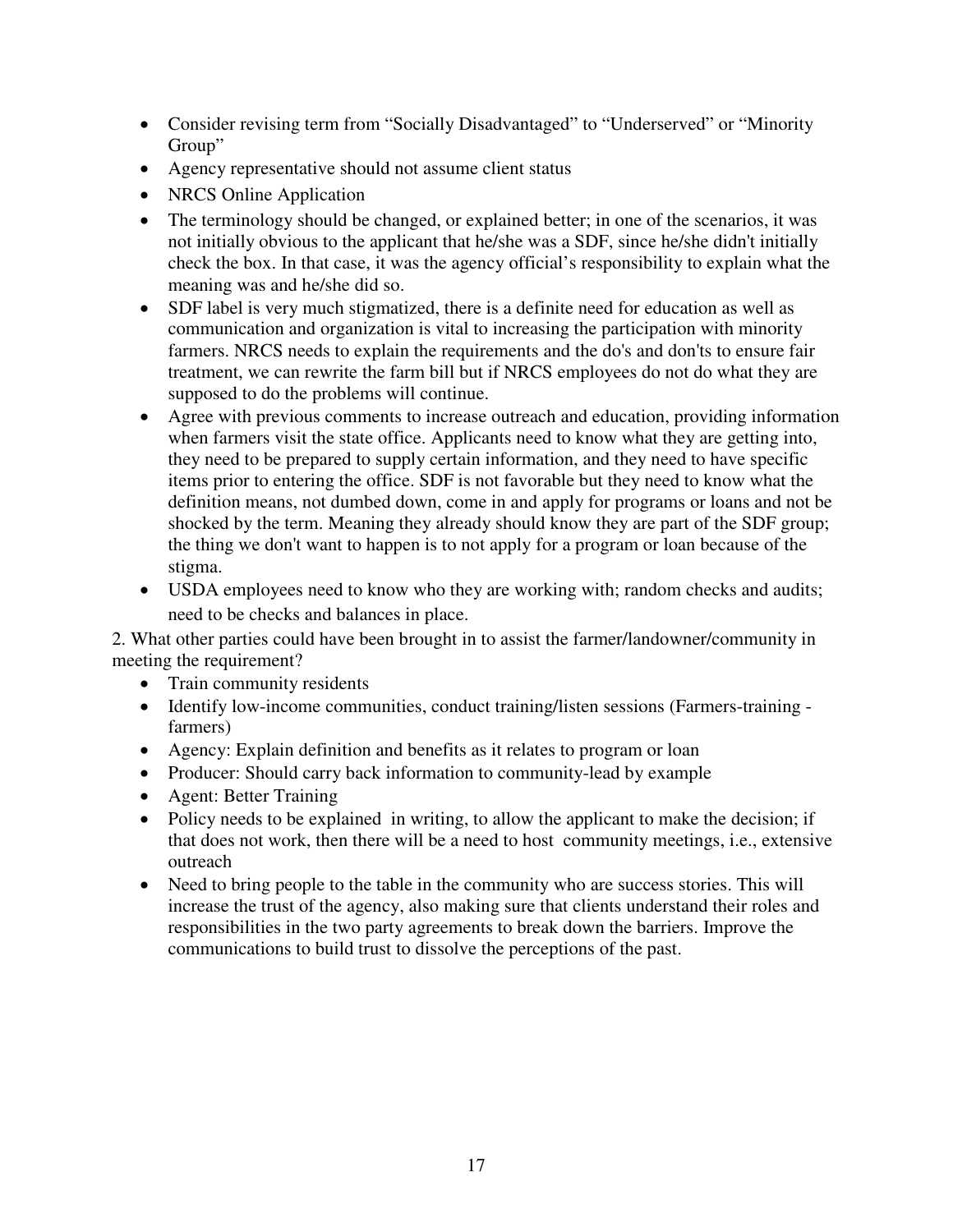- Consider revising term from "Socially Disadvantaged" to "Underserved" or "Minority Group"
- Agency representative should not assume client status
- NRCS Online Application
- The terminology should be changed, or explained better; in one of the scenarios, it was not initially obvious to the applicant that he/she was a SDF, since he/she didn't initially check the box. In that case, it was the agency official's responsibility to explain what the meaning was and he/she did so.
- SDF label is very much stigmatized, there is a definite need for education as well as communication and organization is vital to increasing the participation with minority farmers. NRCS needs to explain the requirements and the do's and don'ts to ensure fair treatment, we can rewrite the farm bill but if NRCS employees do not do what they are supposed to do the problems will continue.
- Agree with previous comments to increase outreach and education, providing information when farmers visit the state office. Applicants need to know what they are getting into, they need to be prepared to supply certain information, and they need to have specific items prior to entering the office. SDF is not favorable but they need to know what the definition means, not dumbed down, come in and apply for programs or loans and not be shocked by the term. Meaning they already should know they are part of the SDF group; the thing we don't want to happen is to not apply for a program or loan because of the stigma.
- USDA employees need to know who they are working with; random checks and audits; need to be checks and balances in place.

2. What other parties could have been brought in to assist the farmer/landowner/community in meeting the requirement?

- Train community residents
- Identify low-income communities, conduct training/listen sessions (Farmers-training - farmers)
- Agency: Explain definition and benefits as it relates to program or loan
- Producer: Should carry back information to community-lead by example
- Agent: Better Training
- Policy needs to be explained in writing, to allow the applicant to make the decision; if that does not work, then there will be a need to host community meetings, i.e., extensive outreach
- Need to bring people to the table in the community who are success stories. This will increase the trust of the agency, also making sure that clients understand their roles and responsibilities in the two party agreements to break down the barriers. Improve the communications to build trust to dissolve the perceptions of the past.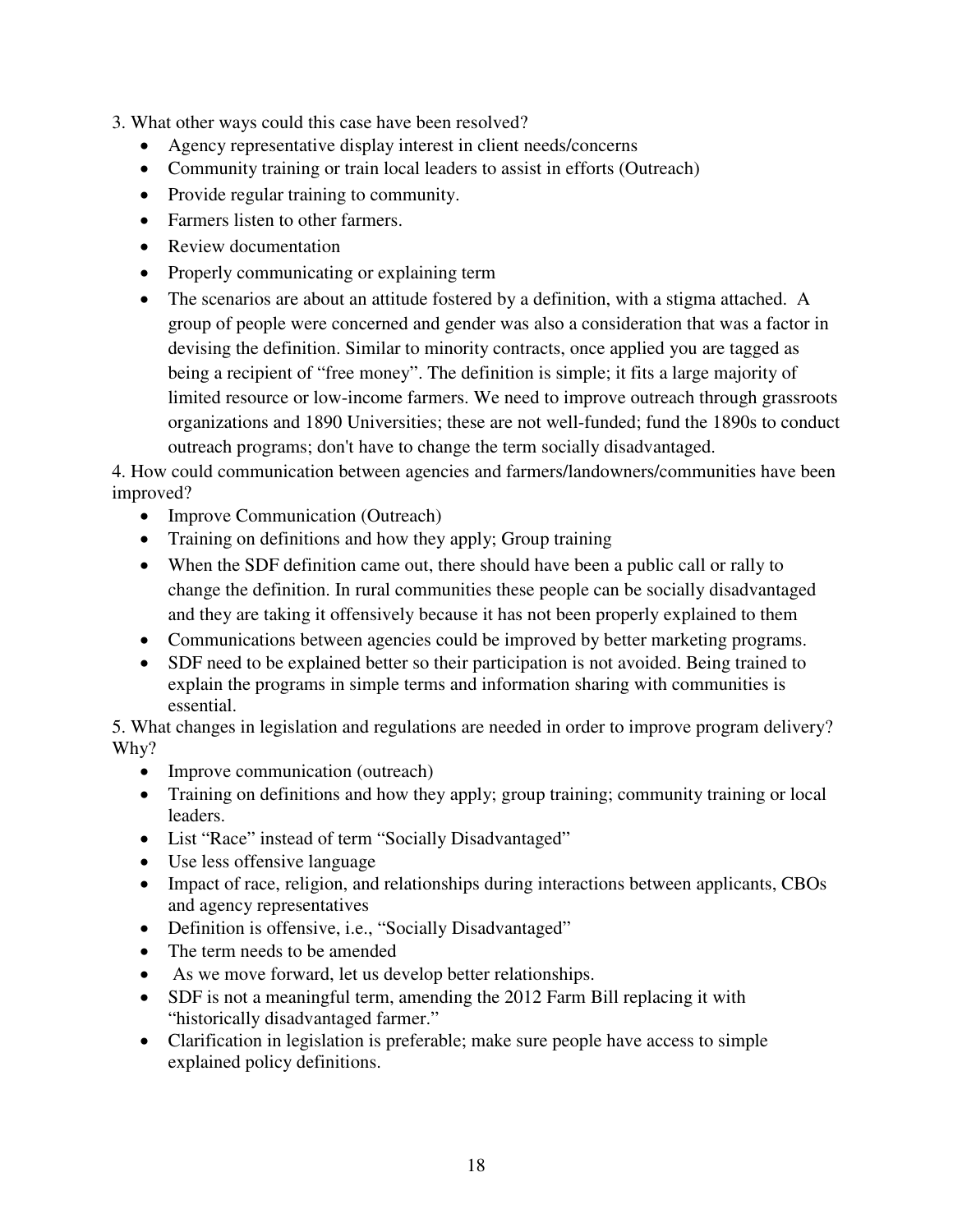3. What other ways could this case have been resolved?

- Agency representative display interest in client needs/concerns
- Community training or train local leaders to assist in efforts (Outreach)
- Provide regular training to community.
- Farmers listen to other farmers.
- Review documentation
- Properly communicating or explaining term
- The scenarios are about an attitude fostered by a definition, with a stigma attached. A group of people were concerned and gender was also a consideration that was a factor in devising the definition. Similar to minority contracts, once applied you are tagged as being a recipient of "free money". The definition is simple; it fits a large majority of limited resource or low-income farmers. We need to improve outreach through grassroots organizations and 1890 Universities; these are not well-funded; fund the 1890s to conduct outreach programs; don't have to change the term socially disadvantaged.

4. How could communication between agencies and farmers/landowners/communities have been improved?

- Improve Communication (Outreach)
- Training on definitions and how they apply; Group training
- When the SDF definition came out, there should have been a public call or rally to change the definition. In rural communities these people can be socially disadvantaged and they are taking it offensively because it has not been properly explained to them
- Communications between agencies could be improved by better marketing programs.
- SDF need to be explained better so their participation is not avoided. Being trained to explain the programs in simple terms and information sharing with communities is essential.

5. What changes in legislation and regulations are needed in order to improve program delivery? Why?

- Improve communication (outreach)
- Training on definitions and how they apply; group training; community training or local leaders.
- List "Race" instead of term "Socially Disadvantaged"
- Use less offensive language
- Impact of race, religion, and relationships during interactions between applicants, CBOs and agency representatives
- Definition is offensive, i.e., "Socially Disadvantaged"
- The term needs to be amended
- As we move forward, let us develop better relationships.
- SDF is not a meaningful term, amending the 2012 Farm Bill replacing it with "historically disadvantaged farmer."
- Clarification in legislation is preferable; make sure people have access to simple explained policy definitions.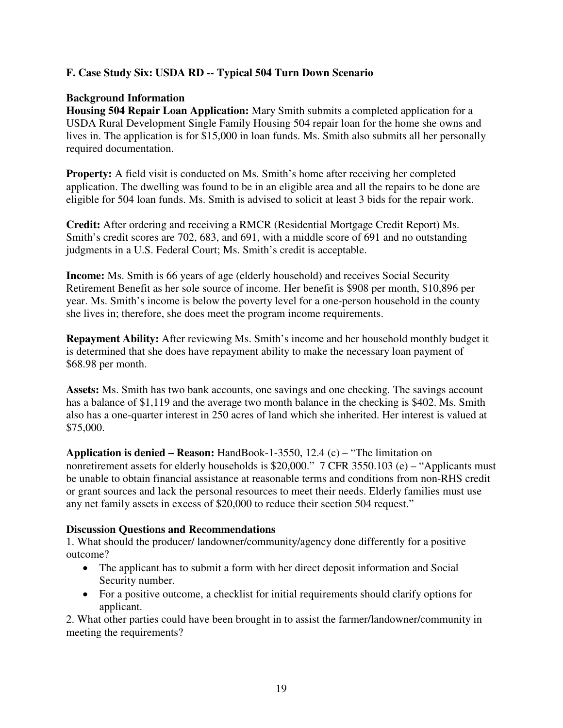### F. Case Study Six: USDA RD -- Typical 504 Turn Down Scenario

**Background Information**

**Housing 504 Repair Loan Application:** Mary Smith submits a completed application for a USDA Rural Development Single Family Housing 504 repair loan for the home she owns and lives in. The application is for $15,000 in loan funds. Ms. Smith also submits all her personally required documentation.

**Property:** A field visit is conducted on Ms. Smith's home after receiving her completed application. The dwelling was found to be in an eligible area and all the repairs to be done are eligible for 504 loan funds. Ms. Smith is advised to solicit at least 3 bids for the repair work.

**Credit:** After ordering and receiving a RMCR (Residential Mortgage Credit Report) Ms. Smith's credit scores are 702, 683, and 691, with a middle score of 691 and no outstanding judgments in a U.S. Federal Court; Ms. Smith's credit is acceptable.

**Income:** Ms. Smith is 66 years of age (elderly household) and receives Social Security Retirement Benefit as her sole source of income. Her benefit is $908 per month, $10,896 per year. Ms. Smith's income is below the poverty level for a one-person household in the county she lives in; therefore, she does meet the program income requirements.

**Repayment Ability:** After reviewing Ms. Smith's income and her household monthly budget it is determined that she does have repayment ability to make the necessary loan payment of $68.98 per month.

**Assets:** Ms. Smith has two bank accounts, one savings and one checking. The savings account has a balance of $1,119 and the average two month balance in the checking is $402. Ms. Smith also has a one-quarter interest in 250 acres of land which she inherited. Her interest is valued at $75,000.

**Application is denied – Reason:** HandBook-1-3550, 12.4 (c) – "The limitation on nonretirement assets for elderly households is $20,000." 7 CFR 3550.103 (e) – "Applicants must be unable to obtain financial assistance at reasonable terms and conditions from non-RHS credit or grant sources and lack the personal resources to meet their needs. Elderly families must use any net family assets in excess of $20,000 to reduce their section 504 request."

**Discussion Questions and Recommendations**

1. What should the producer/ landowner/community/agency done differently for a positive outcome?
   - The applicant has to submit a form with her direct deposit information and Social Security number.
   - For a positive outcome, a checklist for initial requirements should clarify options for applicant.
2. What other parties could have been brought in to assist the farmer/landowner/community in meeting the requirements?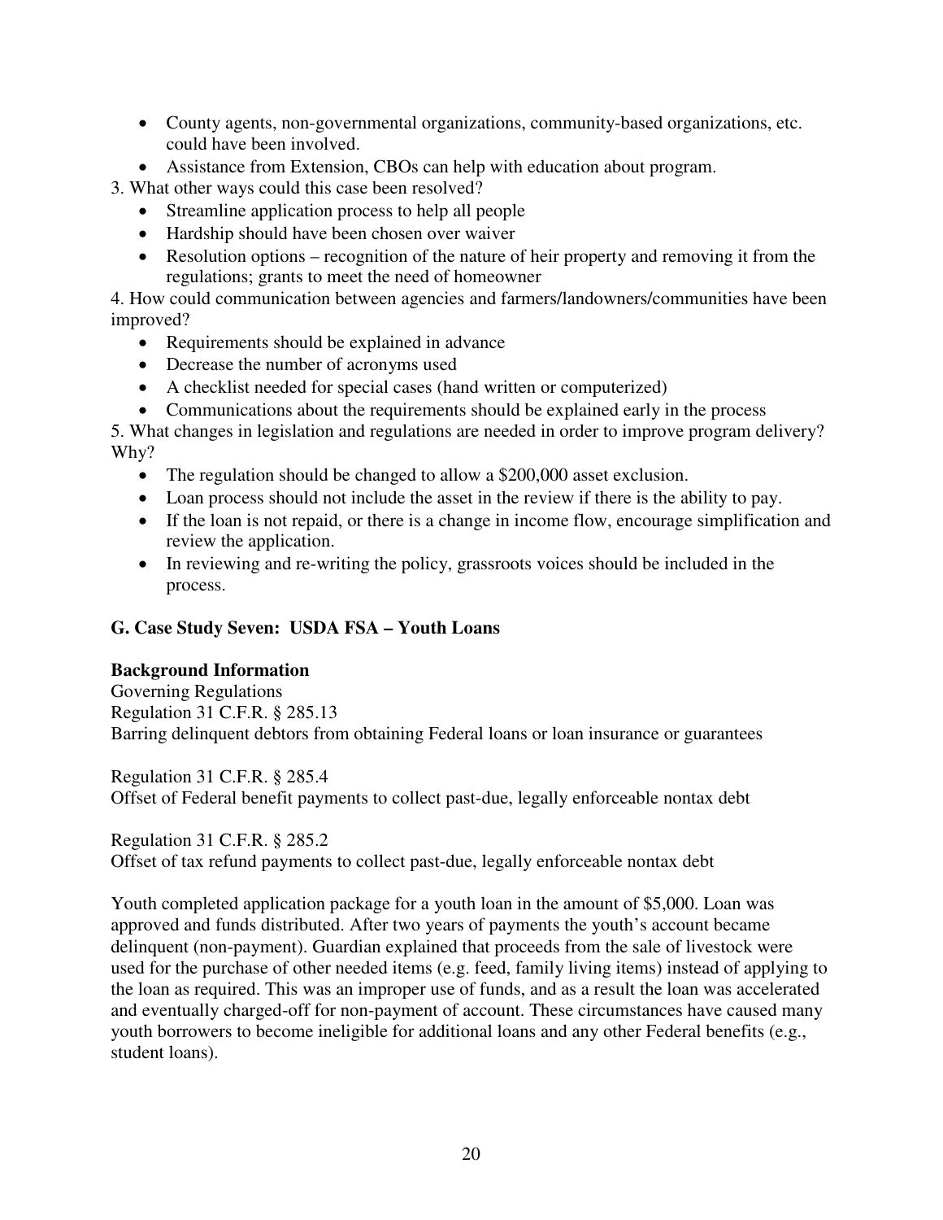- County agents, non-governmental organizations, community-based organizations, etc. could have been involved.
- Assistance from Extension, CBOs can help with education about program.

3. What other ways could this case been resolved?
   - Streamline application process to help all people
   - Hardship should have been chosen over waiver
   - Resolution options – recognition of the nature of heir property and removing it from the regulations; grants to meet the need of homeowner

4. How could communication between agencies and farmers/landowners/communities have been improved?
   - Requirements should be explained in advance
   - Decrease the number of acronyms used
   - A checklist needed for special cases (hand written or computerized)
   - Communications about the requirements should be explained early in the process

5. What changes in legislation and regulations are needed in order to improve program delivery? Why?
   - The regulation should be changed to allow a $200,000 asset exclusion.
   - Loan process should not include the asset in the review if there is the ability to pay.
   - If the loan is not repaid, or there is a change in income flow, encourage simplification and review the application.
   - In reviewing and re-writing the policy, grassroots voices should be included in the process.

## G. Case Study Seven: USDA FSA – Youth Loans

**Background Information**

Governing Regulations
Regulation 31 C.F.R. § 285.13
Barring delinquent debtors from obtaining Federal loans or loan insurance or guarantees

Regulation 31 C.F.R. § 285.4
Offset of Federal benefit payments to collect past-due, legally enforceable nontax debt

Regulation 31 C.F.R. § 285.2
Offset of tax refund payments to collect past-due, legally enforceable nontax debt

Youth completed application package for a youth loan in the amount of $5,000. Loan was approved and funds distributed. After two years of payments the youth's account became delinquent (non-payment). Guardian explained that proceeds from the sale of livestock were used for the purchase of other needed items (e.g. feed, family living items) instead of applying to the loan as required. This was an improper use of funds, and as a result the loan was accelerated and eventually charged-off for non-payment of account. These circumstances have caused many youth borrowers to become ineligible for additional loans and any other Federal benefits (e.g., student loans).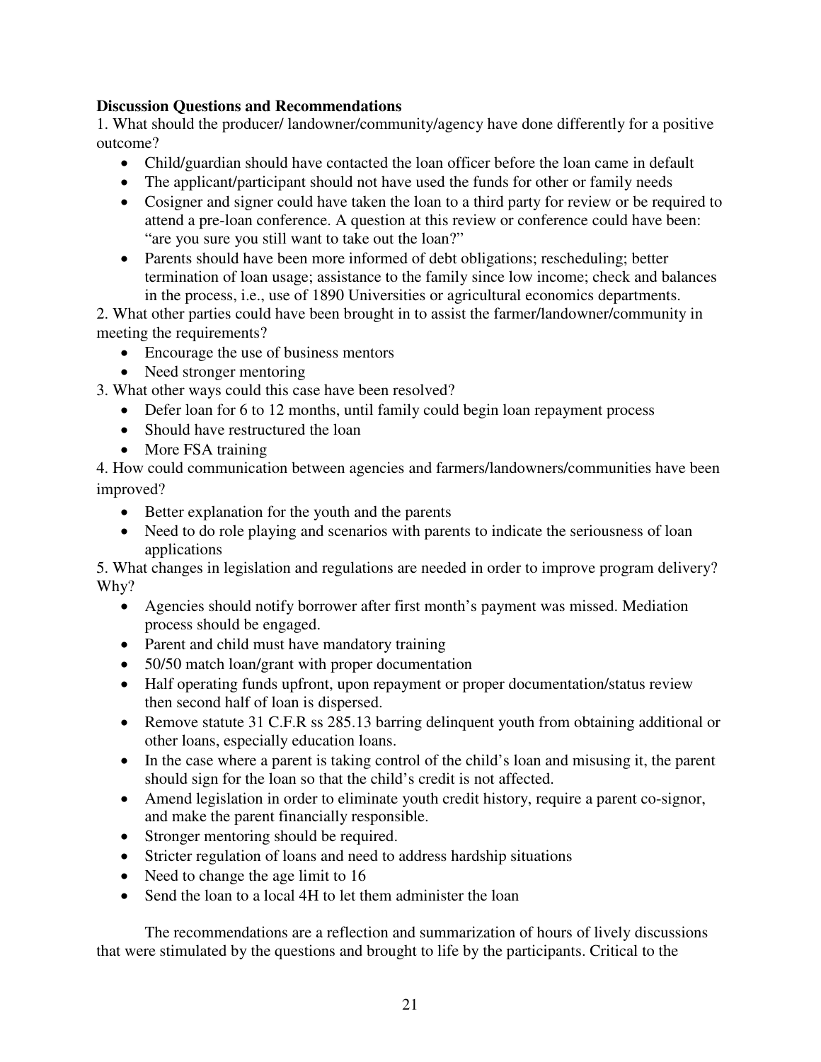**Discussion Questions and Recommendations**

1. What should the producer/ landowner/community/agency have done differently for a positive outcome?
   - Child/guardian should have contacted the loan officer before the loan came in default
   - The applicant/participant should not have used the funds for other or family needs
   - Cosigner and signer could have taken the loan to a third party for review or be required to attend a pre-loan conference. A question at this review or conference could have been: "are you sure you still want to take out the loan?"
   - Parents should have been more informed of debt obligations; rescheduling; better termination of loan usage; assistance to the family since low income; check and balances in the process, i.e., use of 1890 Universities or agricultural economics departments.

2. What other parties could have been brought in to assist the farmer/landowner/community in meeting the requirements?
   - Encourage the use of business mentors
   - Need stronger mentoring

3. What other ways could this case have been resolved?
   - Defer loan for 6 to 12 months, until family could begin loan repayment process
   - Should have restructured the loan
   - More FSA training

4. How could communication between agencies and farmers/landowners/communities have been improved?
   - Better explanation for the youth and the parents
   - Need to do role playing and scenarios with parents to indicate the seriousness of loan applications

5. What changes in legislation and regulations are needed in order to improve program delivery? Why?
   - Agencies should notify borrower after first month's payment was missed. Mediation process should be engaged.
   - Parent and child must have mandatory training
   - 50/50 match loan/grant with proper documentation
   - Half operating funds upfront, upon repayment or proper documentation/status review then second half of loan is dispersed.
   - Remove statute 31 C.F.R ss 285.13 barring delinquent youth from obtaining additional or other loans, especially education loans.
   - In the case where a parent is taking control of the child's loan and misusing it, the parent should sign for the loan so that the child's credit is not affected.
   - Amend legislation in order to eliminate youth credit history, require a parent co-signor, and make the parent financially responsible.
   - Stronger mentoring should be required.
   - Stricter regulation of loans and need to address hardship situations
   - Need to change the age limit to 16
   - Send the loan to a local 4H to let them administer the loan

The recommendations are a reflection and summarization of hours of lively discussions that were stimulated by the questions and brought to life by the participants. Critical to the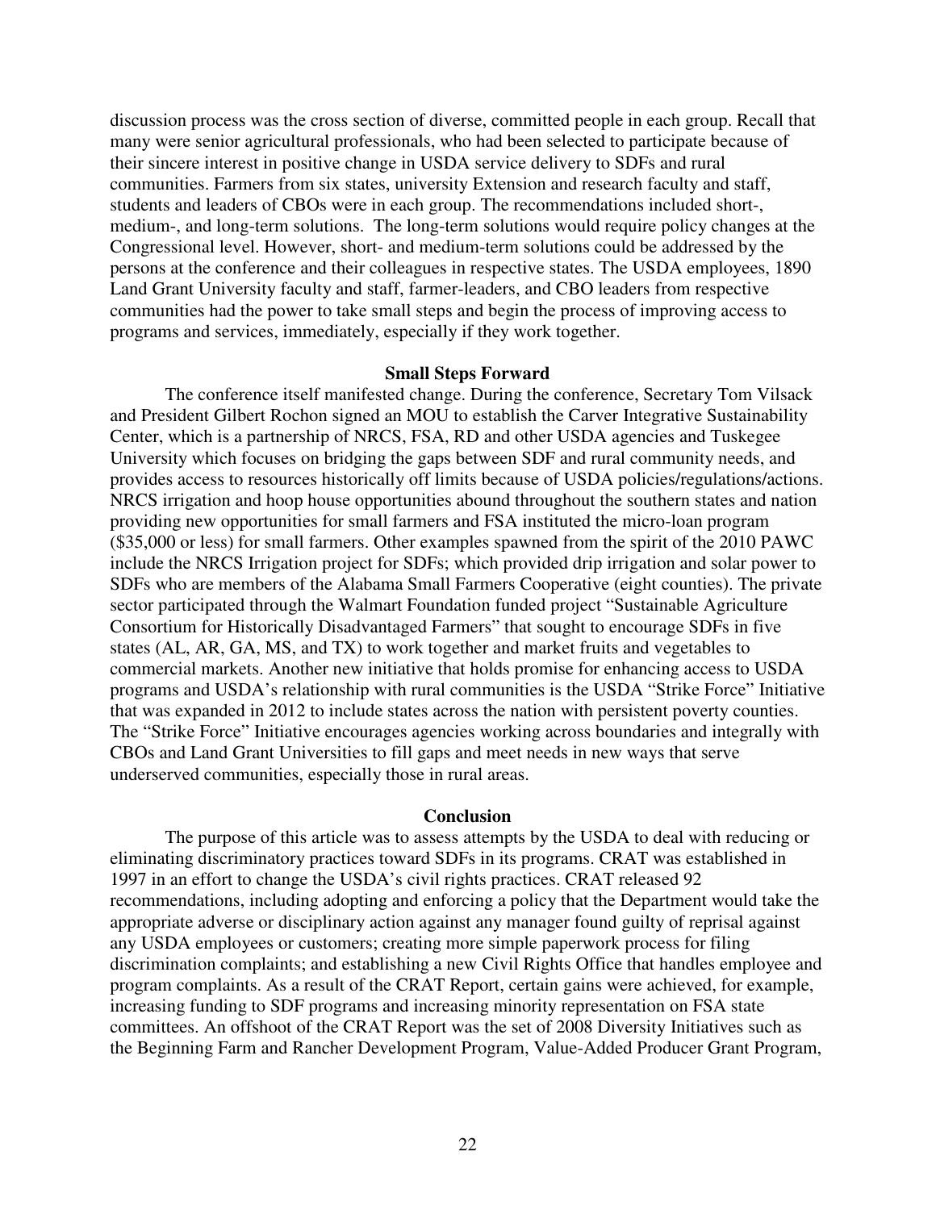discussion process was the cross section of diverse, committed people in each group. Recall that many were senior agricultural professionals, who had been selected to participate because of their sincere interest in positive change in USDA service delivery to SDFs and rural communities. Farmers from six states, university Extension and research faculty and staff, students and leaders of CBOs were in each group. The recommendations included short-, medium-, and long-term solutions. The long-term solutions would require policy changes at the Congressional level. However, short- and medium-term solutions could be addressed by the persons at the conference and their colleagues in respective states. The USDA employees, 1890 Land Grant University faculty and staff, farmer-leaders, and CBO leaders from respective communities had the power to take small steps and begin the process of improving access to programs and services, immediately, especially if they work together.

## Small Steps Forward

The conference itself manifested change. During the conference, Secretary Tom Vilsack and President Gilbert Rochon signed an MOU to establish the Carver Integrative Sustainability Center, which is a partnership of NRCS, FSA, RD and other USDA agencies and Tuskegee University which focuses on bridging the gaps between SDF and rural community needs, and provides access to resources historically off limits because of USDA policies/regulations/actions. NRCS irrigation and hoop house opportunities abound throughout the southern states and nation providing new opportunities for small farmers and FSA instituted the micro-loan program ($35,000 or less) for small farmers. Other examples spawned from the spirit of the 2010 PAWC include the NRCS Irrigation project for SDFs; which provided drip irrigation and solar power to SDFs who are members of the Alabama Small Farmers Cooperative (eight counties). The private sector participated through the Walmart Foundation funded project "Sustainable Agriculture Consortium for Historically Disadvantaged Farmers" that sought to encourage SDFs in five states (AL, AR, GA, MS, and TX) to work together and market fruits and vegetables to commercial markets. Another new initiative that holds promise for enhancing access to USDA programs and USDA's relationship with rural communities is the USDA "Strike Force" Initiative that was expanded in 2012 to include states across the nation with persistent poverty counties. The "Strike Force" Initiative encourages agencies working across boundaries and integrally with CBOs and Land Grant Universities to fill gaps and meet needs in new ways that serve underserved communities, especially those in rural areas.

## Conclusion

The purpose of this article was to assess attempts by the USDA to deal with reducing or eliminating discriminatory practices toward SDFs in its programs. CRAT was established in 1997 in an effort to change the USDA's civil rights practices. CRAT released 92 recommendations, including adopting and enforcing a policy that the Department would take the appropriate adverse or disciplinary action against any manager found guilty of reprisal against any USDA employees or customers; creating more simple paperwork process for filing discrimination complaints; and establishing a new Civil Rights Office that handles employee and program complaints. As a result of the CRAT Report, certain gains were achieved, for example, increasing funding to SDF programs and increasing minority representation on FSA state committees. An offshoot of the CRAT Report was the set of 2008 Diversity Initiatives such as the Beginning Farm and Rancher Development Program, Value-Added Producer Grant Program,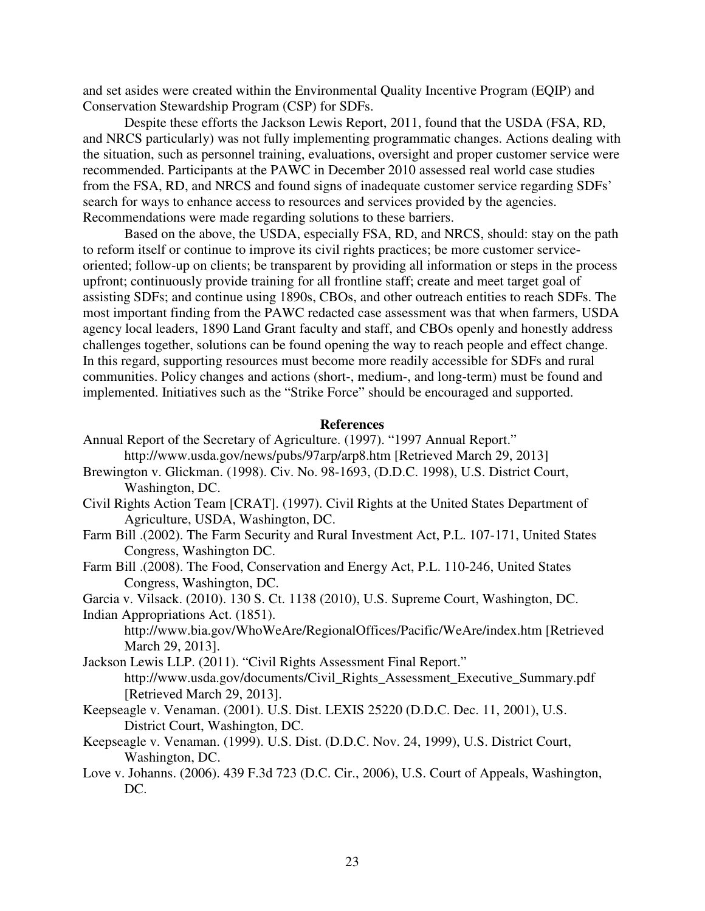and set asides were created within the Environmental Quality Incentive Program (EQIP) and Conservation Stewardship Program (CSP) for SDFs.

Despite these efforts the Jackson Lewis Report, 2011, found that the USDA (FSA, RD, and NRCS particularly) was not fully implementing programmatic changes. Actions dealing with the situation, such as personnel training, evaluations, oversight and proper customer service were recommended. Participants at the PAWC in December 2010 assessed real world case studies from the FSA, RD, and NRCS and found signs of inadequate customer service regarding SDFs' search for ways to enhance access to resources and services provided by the agencies. Recommendations were made regarding solutions to these barriers.

Based on the above, the USDA, especially FSA, RD, and NRCS, should: stay on the path to reform itself or continue to improve its civil rights practices; be more customer service-oriented; follow-up on clients; be transparent by providing all information or steps in the process upfront; continuously provide training for all frontline staff; create and meet target goal of assisting SDFs; and continue using 1890s, CBOs, and other outreach entities to reach SDFs. The most important finding from the PAWC redacted case assessment was that when farmers, USDA agency local leaders, 1890 Land Grant faculty and staff, and CBOs openly and honestly address challenges together, solutions can be found opening the way to reach people and effect change. In this regard, supporting resources must become more readily accessible for SDFs and rural communities. Policy changes and actions (short-, medium-, and long-term) must be found and implemented. Initiatives such as the "Strike Force" should be encouraged and supported.

## References

Annual Report of the Secretary of Agriculture. (1997). "1997 Annual Report." http://www.usda.gov/news/pubs/97arp/arp8.htm [Retrieved March 29, 2013]

Brewington v. Glickman. (1998). Civ. No. 98-1693, (D.D.C. 1998), U.S. District Court, Washington, DC.

Civil Rights Action Team [CRAT]. (1997). Civil Rights at the United States Department of Agriculture, USDA, Washington, DC.

Farm Bill .(2002). The Farm Security and Rural Investment Act, P.L. 107-171, United States Congress, Washington DC.

Farm Bill .(2008). The Food, Conservation and Energy Act, P.L. 110-246, United States Congress, Washington, DC.

Garcia v. Vilsack. (2010). 130 S. Ct. 1138 (2010), U.S. Supreme Court, Washington, DC.

Indian Appropriations Act. (1851). http://www.bia.gov/WhoWeAre/RegionalOffices/Pacific/WeAre/index.htm [Retrieved March 29, 2013].

Jackson Lewis LLP. (2011). "Civil Rights Assessment Final Report." http://www.usda.gov/documents/Civil_Rights_Assessment_Executive_Summary.pdf [Retrieved March 29, 2013].

Keepseagle v. Venaman. (2001). U.S. Dist. LEXIS 25220 (D.D.C. Dec. 11, 2001), U.S. District Court, Washington, DC.

Keepseagle v. Venaman. (1999). U.S. Dist. (D.D.C. Nov. 24, 1999), U.S. District Court, Washington, DC.

Love v. Johanns. (2006). 439 F.3d 723 (D.C. Cir., 2006), U.S. Court of Appeals, Washington, DC.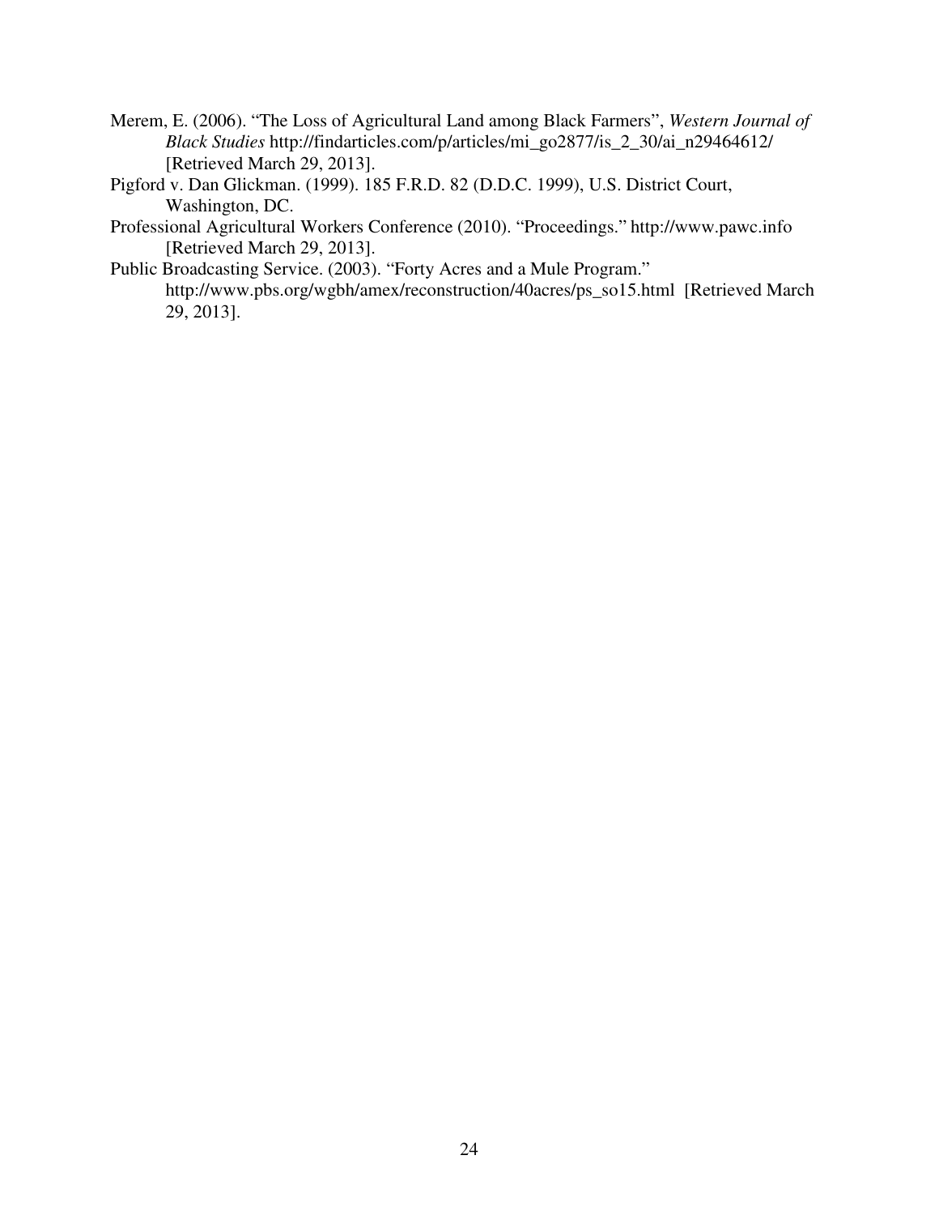Merem, E. (2006). "The Loss of Agricultural Land among Black Farmers", *Western Journal of Black Studies* http://findarticles.com/p/articles/mi_go2877/is_2_30/ai_n29464612/ [Retrieved March 29, 2013].

Pigford v. Dan Glickman. (1999). 185 F.R.D. 82 (D.D.C. 1999), U.S. District Court, Washington, DC.

Professional Agricultural Workers Conference (2010). "Proceedings." http://www.pawc.info [Retrieved March 29, 2013].

Public Broadcasting Service. (2003). "Forty Acres and a Mule Program." http://www.pbs.org/wgbh/amex/reconstruction/40acres/ps_so15.html [Retrieved March 29, 2013].